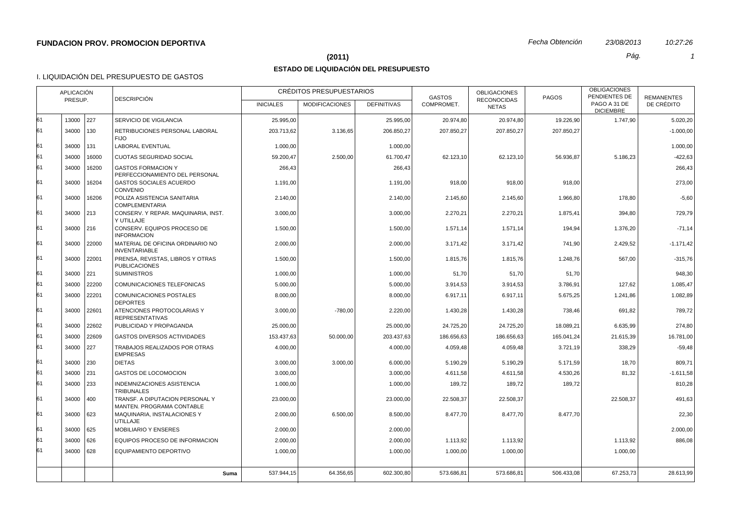**FUNDACION PROV. PROMOCION DEPORTIVA** *Fecha Obtención* *23/08/2013* *10:27:26*

**(2011)**

## ESTADO DE LIQUIDACIÓN DEL PRESUPUESTO

I. LIQUIDACIÓN DEL PRESUPUESTO DE GASTOS

| APLICACIÓN PRESUP. | | | DESCRIPCIÓN | CRÉDITOS PRESUPUESTARIOS | | | GASTOS COMPROMET. | OBLIGACIONES RECONOCIDAS NETAS | PAGOS | OBLIGACIONES PENDIENTES DE PAGO A 31 DE DICIEMBRE | REMANENTES DE CRÉDITO |
|---|---|---|---|---|---|---|---|---|---|---|---|
| | | | | INICIALES | MODIFICACIONES | DEFINITIVAS | | | | | |
| 61 | 13000 | 227 | SERVICIO DE VIGILANCIA | 25.995,00 | | 25.995,00 | 20.974,80 | 20.974,80 | 19.226,90 | 1.747,90 | 5.020,20 |
| 61 | 34000 | 130 | RETRIBUCIONES PERSONAL LABORAL FIJO | 203.713,62 | 3.136,65 | 206.850,27 | 207.850,27 | 207.850,27 | 207.850,27 | | -1.000,00 |
| 61 | 34000 | 131 | LABORAL EVENTUAL | 1.000,00 | | 1.000,00 | | | | | 1.000,00 |
| 61 | 34000 | 16000 | CUOTAS SEGURIDAD SOCIAL | 59.200,47 | 2.500,00 | 61.700,47 | 62.123,10 | 62.123,10 | 56.936,87 | 5.186,23 | -422,63 |
| 61 | 34000 | 16200 | GASTOS FORMACION Y PERFECCIONAMIENTO DEL PERSONAL | 266,43 | | 266,43 | | | | | 266,43 |
| 61 | 34000 | 16204 | GASTOS SOCIALES ACUERDO CONVENIO | 1.191,00 | | 1.191,00 | 918,00 | 918,00 | 918,00 | | 273,00 |
| 61 | 34000 | 16206 | POLIZA ASISTENCIA SANITARIA COMPLEMENTARIA | 2.140,00 | | 2.140,00 | 2.145,60 | 2.145,60 | 1.966,80 | 178,80 | -5,60 |
| 61 | 34000 | 213 | CONSERV. Y REPAR. MAQUINARIA, INST. Y UTILLAJE | 3.000,00 | | 3.000,00 | 2.270,21 | 2.270,21 | 1.875,41 | 394,80 | 729,79 |
| 61 | 34000 | 216 | CONSERV. EQUIPOS PROCESO DE INFORMACION | 1.500,00 | | 1.500,00 | 1.571,14 | 1.571,14 | 194,94 | 1.376,20 | -71,14 |
| 61 | 34000 | 22000 | MATERIAL DE OFICINA ORDINARIO NO INVENTARIABLE | 2.000,00 | | 2.000,00 | 3.171,42 | 3.171,42 | 741,90 | 2.429,52 | -1.171,42 |
| 61 | 34000 | 22001 | PRENSA, REVISTAS, LIBROS Y OTRAS PUBLICACIONES | 1.500,00 | | 1.500,00 | 1.815,76 | 1.815,76 | 1.248,76 | 567,00 | -315,76 |
| 61 | 34000 | 221 | SUMINISTROS | 1.000,00 | | 1.000,00 | 51,70 | 51,70 | 51,70 | | 948,30 |
| 61 | 34000 | 22200 | COMUNICACIONES TELEFONICAS | 5.000,00 | | 5.000,00 | 3.914,53 | 3.914,53 | 3.786,91 | 127,62 | 1.085,47 |
| 61 | 34000 | 22201 | COMUNICACIONES POSTALES DEPORTES | 8.000,00 | | 8.000,00 | 6.917,11 | 6.917,11 | 5.675,25 | 1.241,86 | 1.082,89 |
| 61 | 34000 | 22601 | ATENCIONES PROTOCOLARIAS Y REPRESENTATIVAS | 3.000,00 | -780,00 | 2.220,00 | 1.430,28 | 1.430,28 | 738,46 | 691,82 | 789,72 |
| 61 | 34000 | 22602 | PUBLICIDAD Y PROPAGANDA | 25.000,00 | | 25.000,00 | 24.725,20 | 24.725,20 | 18.089,21 | 6.635,99 | 274,80 |
| 61 | 34000 | 22609 | GASTOS DIVERSOS ACTIVIDADES | 153.437,63 | 50.000,00 | 203.437,63 | 186.656,63 | 186.656,63 | 165.041,24 | 21.615,39 | 16.781,00 |
| 61 | 34000 | 227 | TRABAJOS REALIZADOS POR OTRAS EMPRESAS | 4.000,00 | | 4.000,00 | 4.059,48 | 4.059,48 | 3.721,19 | 338,29 | -59,48 |
| 61 | 34000 | 230 | DIETAS | 3.000,00 | 3.000,00 | 6.000,00 | 5.190,29 | 5.190,29 | 5.171,59 | 18,70 | 809,71 |
| 61 | 34000 | 231 | GASTOS DE LOCOMOCION | 3.000,00 | | 3.000,00 | 4.611,58 | 4.611,58 | 4.530,26 | 81,32 | -1.611,58 |
| 61 | 34000 | 233 | INDEMNIZACIONES ASISTENCIA TRIBUNALES | 1.000,00 | | 1.000,00 | 189,72 | 189,72 | 189,72 | | 810,28 |
| 61 | 34000 | 400 | TRANSF. A DIPUTACION PERSONAL Y MANTEN. PROGRAMA CONTABLE | 23.000,00 | | 23.000,00 | 22.508,37 | 22.508,37 | | 22.508,37 | 491,63 |
| 61 | 34000 | 623 | MAQUINARIA, INSTALACIONES Y UTILLAJE | 2.000,00 | 6.500,00 | 8.500,00 | 8.477,70 | 8.477,70 | 8.477,70 | | 22,30 |
| 61 | 34000 | 625 | MOBILIARIO Y ENSERES | 2.000,00 | | 2.000,00 | | | | | 2.000,00 |
| 61 | 34000 | 626 | EQUIPOS PROCESO DE INFORMACION | 2.000,00 | | 2.000,00 | 1.113,92 | 1.113,92 | | 1.113,92 | 886,08 |
| 61 | 34000 | 628 | EQUIPAMIENTO DEPORTIVO | 1.000,00 | | 1.000,00 | 1.000,00 | 1.000,00 | | 1.000,00 | |
| | | | **Suma** | 537.944,15 | 64.356,65 | 602.300,80 | 573.686,81 | 573.686,81 | 506.433,08 | 67.253,73 | 28.613,99 |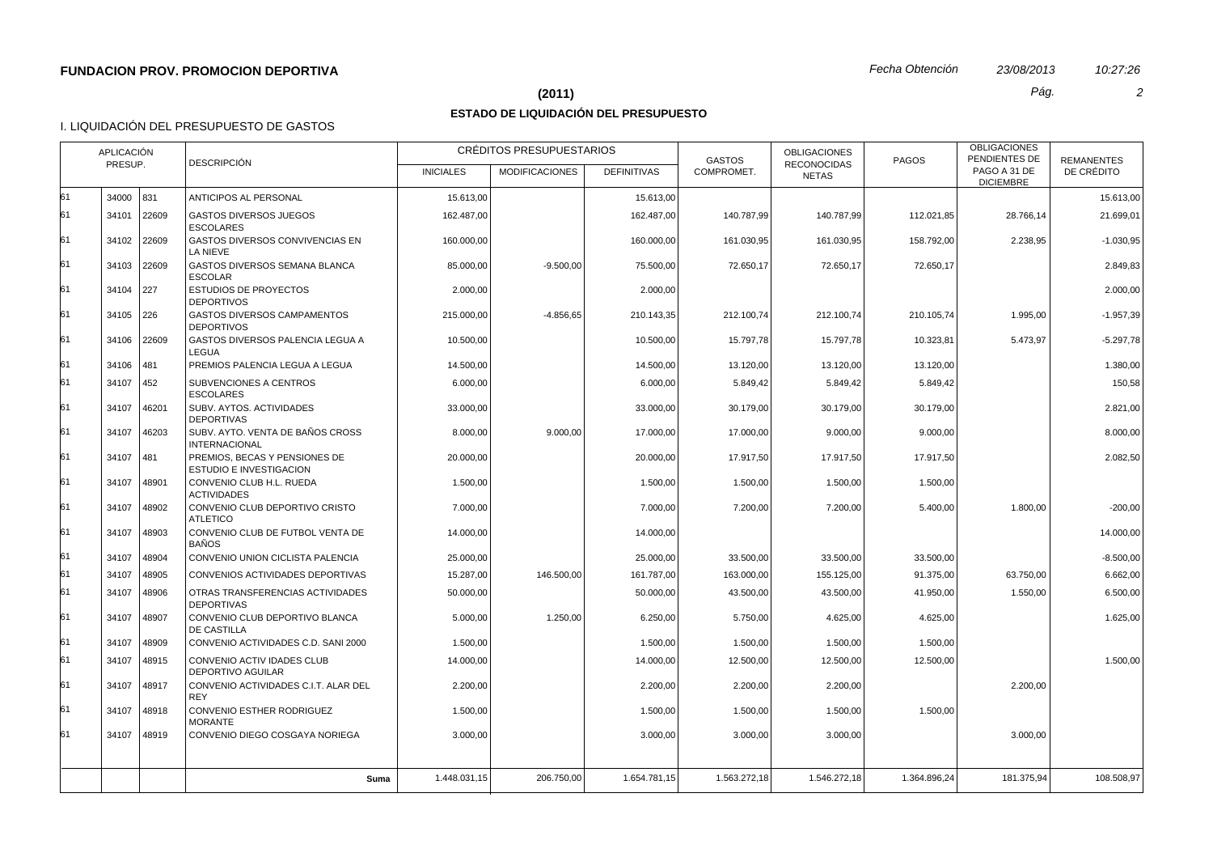**FUNDACION PROV. PROMOCION DEPORTIVA**

*Fecha Obtención* *23/08/2013* *10:27:26*

## (2011)

## ESTADO DE LIQUIDACIÓN DEL PRESUPUESTO

### I. LIQUIDACIÓN DEL PRESUPUESTO DE GASTOS

| APLICACIÓN PRESUP. | | | DESCRIPCIÓN | CRÉDITOS PRESUPUESTARIOS | | | GASTOS COMPROMET. | OBLIGACIONES RECONOCIDAS NETAS | PAGOS | OBLIGACIONES PENDIENTES DE PAGO A 31 DE DICIEMBRE | REMANENTES DE CRÉDITO |
|---|---|---|---|---|---|---|---|---|---|---|---|
| | | | | INICIALES | MODIFICACIONES | DEFINITIVAS | | | | | |
| 61 | 34000 | 831 | ANTICIPOS AL PERSONAL | 15.613,00 | | 15.613,00 | | | | | 15.613,00 |
| 61 | 34101 | 22609 | GASTOS DIVERSOS JUEGOS ESCOLARES | 162.487,00 | | 162.487,00 | 140.787,99 | 140.787,99 | 112.021,85 | 28.766,14 | 21.699,01 |
| 61 | 34102 | 22609 | GASTOS DIVERSOS CONVIVENCIAS EN LA NIEVE | 160.000,00 | | 160.000,00 | 161.030,95 | 161.030,95 | 158.792,00 | 2.238,95 | -1.030,95 |
| 61 | 34103 | 22609 | GASTOS DIVERSOS SEMANA BLANCA ESCOLAR | 85.000,00 | -9.500,00 | 75.500,00 | 72.650,17 | 72.650,17 | 72.650,17 | | 2.849,83 |
| 61 | 34104 | 227 | ESTUDIOS DE PROYECTOS DEPORTIVOS | 2.000,00 | | 2.000,00 | | | | | 2.000,00 |
| 61 | 34105 | 226 | GASTOS DIVERSOS CAMPAMENTOS DEPORTIVOS | 215.000,00 | -4.856,65 | 210.143,35 | 212.100,74 | 212.100,74 | 210.105,74 | 1.995,00 | -1.957,39 |
| 61 | 34106 | 22609 | GASTOS DIVERSOS PALENCIA LEGUA A LEGUA | 10.500,00 | | 10.500,00 | 15.797,78 | 15.797,78 | 10.323,81 | 5.473,97 | -5.297,78 |
| 61 | 34106 | 481 | PREMIOS PALENCIA LEGUA A LEGUA | 14.500,00 | | 14.500,00 | 13.120,00 | 13.120,00 | 13.120,00 | | 1.380,00 |
| 61 | 34107 | 452 | SUBVENCIONES A CENTROS ESCOLARES | 6.000,00 | | 6.000,00 | 5.849,42 | 5.849,42 | 5.849,42 | | 150,58 |
| 61 | 34107 | 46201 | SUBV. AYTOS. ACTIVIDADES DEPORTIVAS | 33.000,00 | | 33.000,00 | 30.179,00 | 30.179,00 | 30.179,00 | | 2.821,00 |
| 61 | 34107 | 46203 | SUBV. AYTO. VENTA DE BAÑOS CROSS INTERNACIONAL | 8.000,00 | 9.000,00 | 17.000,00 | 17.000,00 | 9.000,00 | 9.000,00 | | 8.000,00 |
| 61 | 34107 | 481 | PREMIOS, BECAS Y PENSIONES DE ESTUDIO E INVESTIGACION | 20.000,00 | | 20.000,00 | 17.917,50 | 17.917,50 | 17.917,50 | | 2.082,50 |
| 61 | 34107 | 48901 | CONVENIO CLUB H.L. RUEDA ACTIVIDADES | 1.500,00 | | 1.500,00 | 1.500,00 | 1.500,00 | 1.500,00 | | |
| 61 | 34107 | 48902 | CONVENIO CLUB DEPORTIVO CRISTO ATLETICO | 7.000,00 | | 7.000,00 | 7.200,00 | 7.200,00 | 5.400,00 | 1.800,00 | -200,00 |
| 61 | 34107 | 48903 | CONVENIO CLUB DE FUTBOL VENTA DE BAÑOS | 14.000,00 | | 14.000,00 | | | | | 14.000,00 |
| 61 | 34107 | 48904 | CONVENIO UNION CICLISTA PALENCIA | 25.000,00 | | 25.000,00 | 33.500,00 | 33.500,00 | 33.500,00 | | -8.500,00 |
| 61 | 34107 | 48905 | CONVENIOS ACTIVIDADES DEPORTIVAS | 15.287,00 | 146.500,00 | 161.787,00 | 163.000,00 | 155.125,00 | 91.375,00 | 63.750,00 | 6.662,00 |
| 61 | 34107 | 48906 | OTRAS TRANSFERENCIAS ACTIVIDADES DEPORTIVAS | 50.000,00 | | 50.000,00 | 43.500,00 | 43.500,00 | 41.950,00 | 1.550,00 | 6.500,00 |
| 61 | 34107 | 48907 | CONVENIO CLUB DEPORTIVO BLANCA DE CASTILLA | 5.000,00 | 1.250,00 | 6.250,00 | 5.750,00 | 4.625,00 | 4.625,00 | | 1.625,00 |
| 61 | 34107 | 48909 | CONVENIO ACTIVIDADES C.D. SANI 2000 | 1.500,00 | | 1.500,00 | 1.500,00 | 1.500,00 | 1.500,00 | | |
| 61 | 34107 | 48915 | CONVENIO ACTIV IDADES CLUB DEPORTIVO AGUILAR | 14.000,00 | | 14.000,00 | 12.500,00 | 12.500,00 | 12.500,00 | | 1.500,00 |
| 61 | 34107 | 48917 | CONVENIO ACTIVIDADES C.I.T. ALAR DEL REY | 2.200,00 | | 2.200,00 | 2.200,00 | 2.200,00 | | 2.200,00 | |
| 61 | 34107 | 48918 | CONVENIO ESTHER RODRIGUEZ MORANTE | 1.500,00 | | 1.500,00 | 1.500,00 | 1.500,00 | 1.500,00 | | |
| 61 | 34107 | 48919 | CONVENIO DIEGO COSGAYA NORIEGA | 3.000,00 | | 3.000,00 | 3.000,00 | 3.000,00 | | 3.000,00 | |
| | | | **Suma** | 1.448.031,15 | 206.750,00 | 1.654.781,15 | 1.563.272,18 | 1.546.272,18 | 1.364.896,24 | 181.375,94 | 108.508,97 |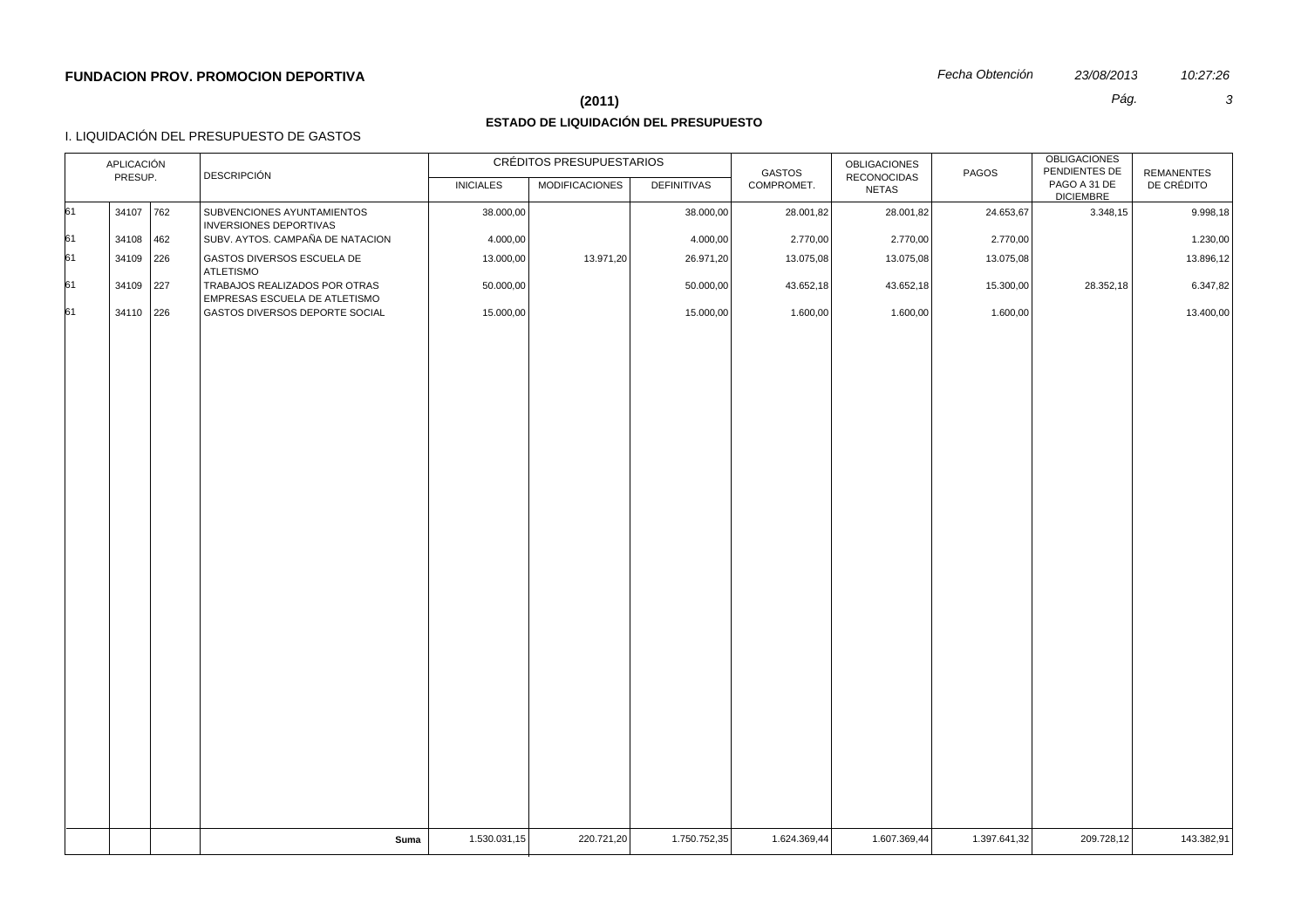**FUNDACION PROV. PROMOCION DEPORTIVA**

*Fecha Obtención* *23/08/2013* *10:27:26*

## (2011)

## ESTADO DE LIQUIDACIÓN DEL PRESUPUESTO

I. LIQUIDACIÓN DEL PRESUPUESTO DE GASTOS

| APLICACIÓN PRESUP. | | | DESCRIPCIÓN | CRÉDITOS PRESUPUESTARIOS | | | GASTOS COMPROMET. | OBLIGACIONES RECONOCIDAS NETAS | PAGOS | OBLIGACIONES PENDIENTES DE PAGO A 31 DE DICIEMBRE | REMANENTES DE CRÉDITO |
|---|---|---|---|---|---|---|---|---|---|---|---|
| | | | | INICIALES | MODIFICACIONES | DEFINITIVAS | | | | | |
| 61 | 34107 | 762 | SUBVENCIONES AYUNTAMIENTOS INVERSIONES DEPORTIVAS | 38.000,00 | | 38.000,00 | 28.001,82 | 28.001,82 | 24.653,67 | 3.348,15 | 9.998,18 |
| 61 | 34108 | 462 | SUBV. AYTOS. CAMPAÑA DE NATACION | 4.000,00 | | 4.000,00 | 2.770,00 | 2.770,00 | 2.770,00 | | 1.230,00 |
| 61 | 34109 | 226 | GASTOS DIVERSOS ESCUELA DE ATLETISMO | 13.000,00 | 13.971,20 | 26.971,20 | 13.075,08 | 13.075,08 | 13.075,08 | | 13.896,12 |
| 61 | 34109 | 227 | TRABAJOS REALIZADOS POR OTRAS EMPRESAS ESCUELA DE ATLETISMO | 50.000,00 | | 50.000,00 | 43.652,18 | 43.652,18 | 15.300,00 | 28.352,18 | 6.347,82 |
| 61 | 34110 | 226 | GASTOS DIVERSOS DEPORTE SOCIAL | 15.000,00 | | 15.000,00 | 1.600,00 | 1.600,00 | 1.600,00 | | 13.400,00 |
| | | | **Suma** | 1.530.031,15 | 220.721,20 | 1.750.752,35 | 1.624.369,44 | 1.607.369,44 | 1.397.641,32 | 209.728,12 | 143.382,91 |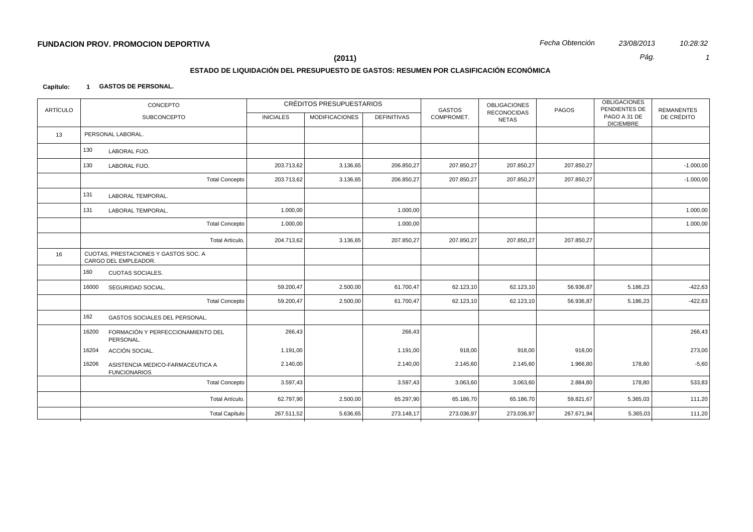# FUNDACION PROV. PROMOCION DEPORTIVA

*Fecha Obtención* *23/08/2013* *10:28:32*

**(2011)**

## ESTADO DE LIQUIDACIÓN DEL PRESUPUESTO DE GASTOS: RESUMEN POR CLASIFICACIÓN ECONÓMICA

**Capítulo: 1 GASTOS DE PERSONAL.**

| ARTÍCULO | CONCEPTO / SUBCONCEPTO | | CRÉDITOS PRESUPUESTARIOS | | | GASTOS COMPROMET. | OBLIGACIONES RECONOCIDAS NETAS | PAGOS | OBLIGACIONES PENDIENTES DE PAGO A 31 DE DICIEMBRE | REMANENTES DE CRÉDITO |
|---|---|---|---|---|---|---|---|---|---|---|
| | | | INICIALES | MODIFICACIONES | DEFINITIVAS | | | | | |
| 13 | PERSONAL LABORAL. | | | | | | | | | |
| | 130 | LABORAL FIJO. | | | | | | | | |
| | 130 | LABORAL FIJO. | 203.713,62 | 3.136,65 | 206.850,27 | 207.850,27 | 207.850,27 | 207.850,27 | | -1.000,00 |
| | | Total Concepto | 203.713,62 | 3.136,65 | 206.850,27 | 207.850,27 | 207.850,27 | 207.850,27 | | -1.000,00 |
| | 131 | LABORAL TEMPORAL. | | | | | | | | |
| | 131 | LABORAL TEMPORAL. | 1.000,00 | | 1.000,00 | | | | | 1.000,00 |
| | | Total Concepto | 1.000,00 | | 1.000,00 | | | | | 1.000,00 |
| | | Total Artículo. | 204.713,62 | 3.136,65 | 207.850,27 | 207.850,27 | 207.850,27 | 207.850,27 | | |
| 16 | CUOTAS, PRESTACIONES Y GASTOS SOC. A CARGO DEL EMPLEADOR. | | | | | | | | | |
| | 160 | CUOTAS SOCIALES. | | | | | | | | |
| | 16000 | SEGURIDAD SOCIAL. | 59.200,47 | 2.500,00 | 61.700,47 | 62.123,10 | 62.123,10 | 56.936,87 | 5.186,23 | -422,63 |
| | | Total Concepto | 59.200,47 | 2.500,00 | 61.700,47 | 62.123,10 | 62.123,10 | 56.936,87 | 5.186,23 | -422,63 |
| | 162 | GASTOS SOCIALES DEL PERSONAL. | | | | | | | | |
| | 16200 | FORMACIÓN Y PERFECCIONAMIENTO DEL PERSONAL. | 266,43 | | 266,43 | | | | | 266,43 |
| | 16204 | ACCIÓN SOCIAL. | 1.191,00 | | 1.191,00 | 918,00 | 918,00 | 918,00 | | 273,00 |
| | 16206 | ASISTENCIA MEDICO-FARMACEUTICA A FUNCIONARIOS | 2.140,00 | | 2.140,00 | 2.145,60 | 2.145,60 | 1.966,80 | 178,80 | -5,60 |
| | | Total Concepto | 3.597,43 | | 3.597,43 | 3.063,60 | 3.063,60 | 2.884,80 | 178,80 | 533,83 |
| | | Total Artículo. | 62.797,90 | 2.500,00 | 65.297,90 | 65.186,70 | 65.186,70 | 59.821,67 | 5.365,03 | 111,20 |
| | | Total Capítulo | 267.511,52 | 5.636,65 | 273.148,17 | 273.036,97 | 273.036,97 | 267.671,94 | 5.365,03 | 111,20 |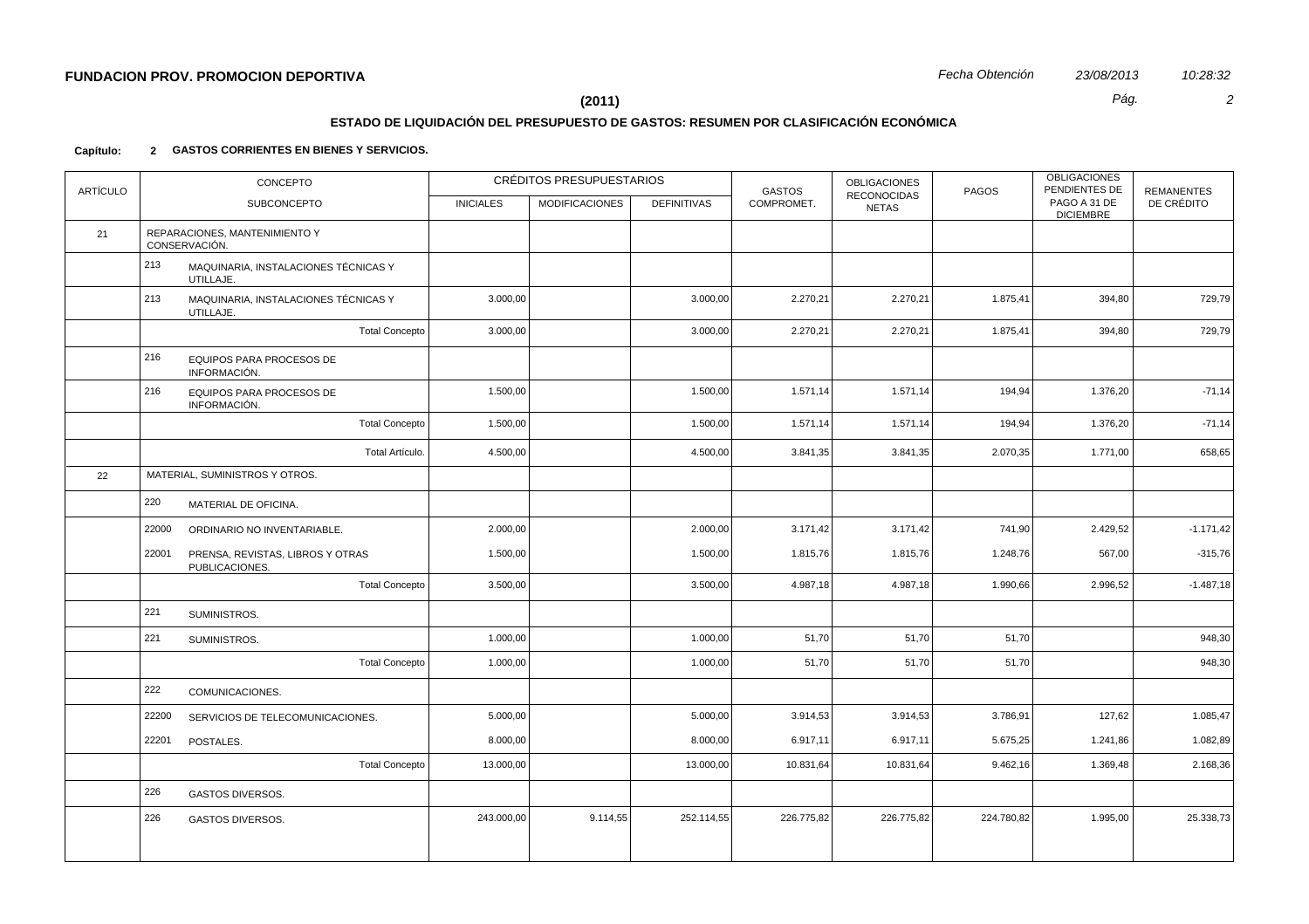**FUNDACION PROV. PROMOCION DEPORTIVA** *Fecha Obtención* *23/08/2013* *10:28:32*

**(2011)**

## ESTADO DE LIQUIDACIÓN DEL PRESUPUESTO DE GASTOS: RESUMEN POR CLASIFICACIÓN ECONÓMICA

**Capítulo: 2 GASTOS CORRIENTES EN BIENES Y SERVICIOS.**

| ARTÍCULO | CONCEPTO / SUBCONCEPTO | | CRÉDITOS PRESUPUESTARIOS | | | GASTOS COMPROMET. | OBLIGACIONES RECONOCIDAS NETAS | PAGOS | OBLIGACIONES PENDIENTES DE PAGO A 31 DE DICIEMBRE | REMANENTES DE CRÉDITO |
|---|---|---|---|---|---|---|---|---|---|---|
| | | | INICIALES | MODIFICACIONES | DEFINITIVAS | | | | | |
| 21 | | REPARACIONES, MANTENIMIENTO Y CONSERVACIÓN. | | | | | | | | |
| | 213 | MAQUINARIA, INSTALACIONES TÉCNICAS Y UTILLAJE. | | | | | | | | |
| | 213 | MAQUINARIA, INSTALACIONES TÉCNICAS Y UTILLAJE. | 3.000,00 | | 3.000,00 | 2.270,21 | 2.270,21 | 1.875,41 | 394,80 | 729,79 |
| | | Total Concepto | 3.000,00 | | 3.000,00 | 2.270,21 | 2.270,21 | 1.875,41 | 394,80 | 729,79 |
| | 216 | EQUIPOS PARA PROCESOS DE INFORMACIÓN. | | | | | | | | |
| | 216 | EQUIPOS PARA PROCESOS DE INFORMACIÓN. | 1.500,00 | | 1.500,00 | 1.571,14 | 1.571,14 | 194,94 | 1.376,20 | -71,14 |
| | | Total Concepto | 1.500,00 | | 1.500,00 | 1.571,14 | 1.571,14 | 194,94 | 1.376,20 | -71,14 |
| | | Total Artículo. | 4.500,00 | | 4.500,00 | 3.841,35 | 3.841,35 | 2.070,35 | 1.771,00 | 658,65 |
| 22 | | MATERIAL, SUMINISTROS Y OTROS. | | | | | | | | |
| | 220 | MATERIAL DE OFICINA. | | | | | | | | |
| | 22000 | ORDINARIO NO INVENTARIABLE. | 2.000,00 | | 2.000,00 | 3.171,42 | 3.171,42 | 741,90 | 2.429,52 | -1.171,42 |
| | 22001 | PRENSA, REVISTAS, LIBROS Y OTRAS PUBLICACIONES. | 1.500,00 | | 1.500,00 | 1.815,76 | 1.815,76 | 1.248,76 | 567,00 | -315,76 |
| | | Total Concepto | 3.500,00 | | 3.500,00 | 4.987,18 | 4.987,18 | 1.990,66 | 2.996,52 | -1.487,18 |
| | 221 | SUMINISTROS. | | | | | | | | |
| | 221 | SUMINISTROS. | 1.000,00 | | 1.000,00 | 51,70 | 51,70 | 51,70 | | 948,30 |
| | | Total Concepto | 1.000,00 | | 1.000,00 | 51,70 | 51,70 | 51,70 | | 948,30 |
| | 222 | COMUNICACIONES. | | | | | | | | |
| | 22200 | SERVICIOS DE TELECOMUNICACIONES. | 5.000,00 | | 5.000,00 | 3.914,53 | 3.914,53 | 3.786,91 | 127,62 | 1.085,47 |
| | 22201 | POSTALES. | 8.000,00 | | 8.000,00 | 6.917,11 | 6.917,11 | 5.675,25 | 1.241,86 | 1.082,89 |
| | | Total Concepto | 13.000,00 | | 13.000,00 | 10.831,64 | 10.831,64 | 9.462,16 | 1.369,48 | 2.168,36 |
| | 226 | GASTOS DIVERSOS. | | | | | | | | |
| | 226 | GASTOS DIVERSOS. | 243.000,00 | 9.114,55 | 252.114,55 | 226.775,82 | 226.775,82 | 224.780,82 | 1.995,00 | 25.338,73 |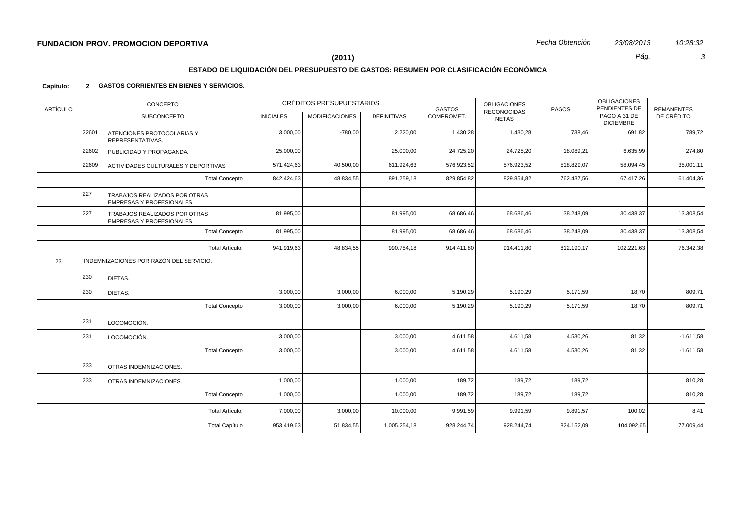**FUNDACION PROV. PROMOCION DEPORTIVA**

*Fecha Obtención* *23/08/2013* *10:28:32*

**(2011)**

## ESTADO DE LIQUIDACIÓN DEL PRESUPUESTO DE GASTOS: RESUMEN POR CLASIFICACIÓN ECONÓMICA

**Capítulo: 2 GASTOS CORRIENTES EN BIENES Y SERVICIOS.**

| ARTÍCULO | CONCEPTO / SUBCONCEPTO | | CRÉDITOS PRESUPUESTARIOS INICIALES | MODIFICACIONES | DEFINITIVAS | GASTOS COMPROMET. | OBLIGACIONES RECONOCIDAS NETAS | PAGOS | OBLIGACIONES PENDIENTES DE PAGO A 31 DE DICIEMBRE | REMANENTES DE CRÉDITO |
|---|---|---|---|---|---|---|---|---|---|---|
| | 22601 | ATENCIONES PROTOCOLARIAS Y REPRESENTATIVAS. | 3.000,00 | -780,00 | 2.220,00 | 1.430,28 | 1.430,28 | 738,46 | 691,82 | 789,72 |
| | 22602 | PUBLICIDAD Y PROPAGANDA. | 25.000,00 | | 25.000,00 | 24.725,20 | 24.725,20 | 18.089,21 | 6.635,99 | 274,80 |
| | 22609 | ACTIVIDADES CULTURALES Y DEPORTIVAS | 571.424,63 | 40.500,00 | 611.924,63 | 576.923,52 | 576.923,52 | 518.829,07 | 58.094,45 | 35.001,11 |
| | | Total Concepto | 842.424,63 | 48.834,55 | 891.259,18 | 829.854,82 | 829.854,82 | 762.437,56 | 67.417,26 | 61.404,36 |
| | 227 | TRABAJOS REALIZADOS POR OTRAS EMPRESAS Y PROFESIONALES. | | | | | | | | |
| | 227 | TRABAJOS REALIZADOS POR OTRAS EMPRESAS Y PROFESIONALES. | 81.995,00 | | 81.995,00 | 68.686,46 | 68.686,46 | 38.248,09 | 30.438,37 | 13.308,54 |
| | | Total Concepto | 81.995,00 | | 81.995,00 | 68.686,46 | 68.686,46 | 38.248,09 | 30.438,37 | 13.308,54 |
| | | Total Artículo. | 941.919,63 | 48.834,55 | 990.754,18 | 914.411,80 | 914.411,80 | 812.190,17 | 102.221,63 | 76.342,38 |
| 23 | INDEMNIZACIONES POR RAZÓN DEL SERVICIO. | | | | | | | | | |
| | 230 | DIETAS. | | | | | | | | |
| | 230 | DIETAS. | 3.000,00 | 3.000,00 | 6.000,00 | 5.190,29 | 5.190,29 | 5.171,59 | 18,70 | 809,71 |
| | | Total Concepto | 3.000,00 | 3.000,00 | 6.000,00 | 5.190,29 | 5.190,29 | 5.171,59 | 18,70 | 809,71 |
| | 231 | LOCOMOCIÓN. | | | | | | | | |
| | 231 | LOCOMOCIÓN. | 3.000,00 | | 3.000,00 | 4.611,58 | 4.611,58 | 4.530,26 | 81,32 | -1.611,58 |
| | | Total Concepto | 3.000,00 | | 3.000,00 | 4.611,58 | 4.611,58 | 4.530,26 | 81,32 | -1.611,58 |
| | 233 | OTRAS INDEMNIZACIONES. | | | | | | | | |
| | 233 | OTRAS INDEMNIZACIONES. | 1.000,00 | | 1.000,00 | 189,72 | 189,72 | 189,72 | | 810,28 |
| | | Total Concepto | 1.000,00 | | 1.000,00 | 189,72 | 189,72 | 189,72 | | 810,28 |
| | | Total Artículo. | 7.000,00 | 3.000,00 | 10.000,00 | 9.991,59 | 9.991,59 | 9.891,57 | 100,02 | 8,41 |
| | | Total Capítulo | 953.419,63 | 51.834,55 | 1.005.254,18 | 928.244,74 | 928.244,74 | 824.152,09 | 104.092,65 | 77.009,44 |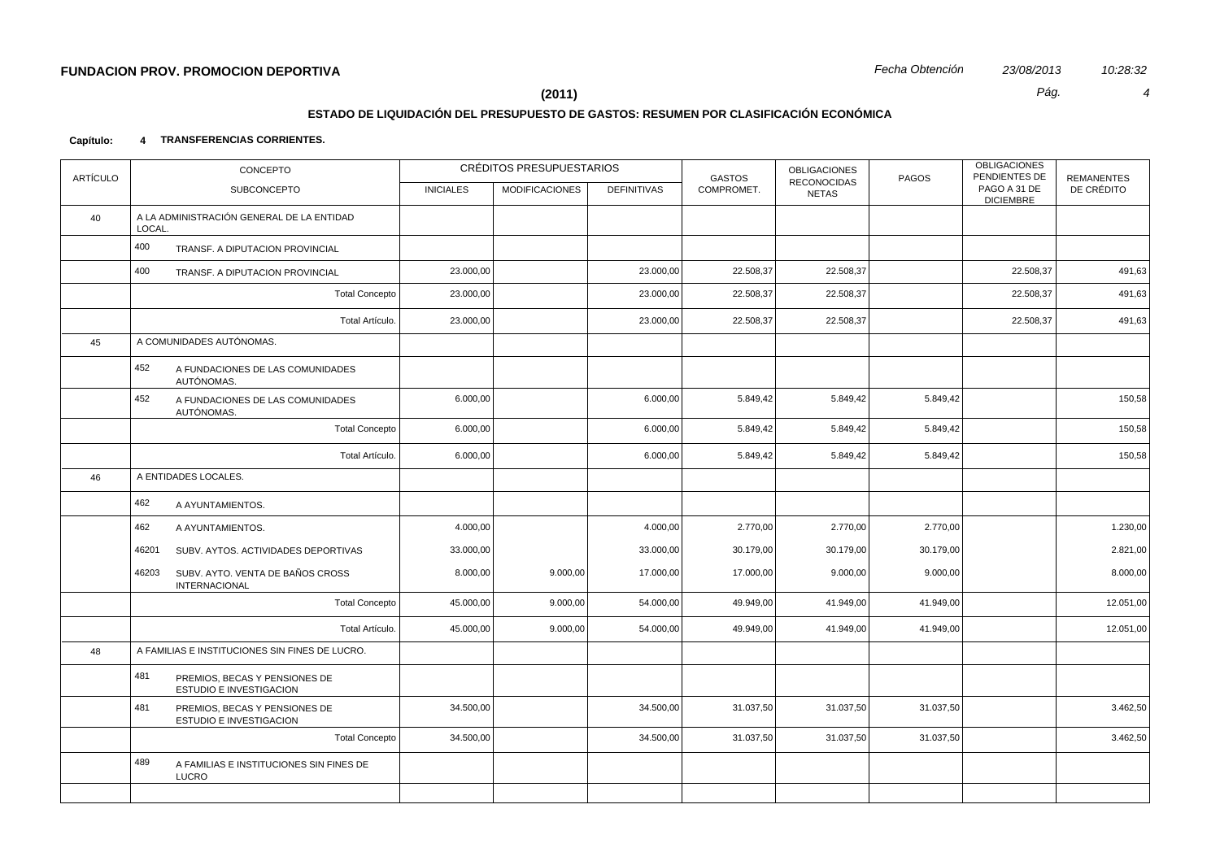**FUNDACION PROV. PROMOCION DEPORTIVA**

**(2011)**

## ESTADO DE LIQUIDACIÓN DEL PRESUPUESTO DE GASTOS: RESUMEN POR CLASIFICACIÓN ECONÓMICA

**Capítulo: 4 TRANSFERENCIAS CORRIENTES.**

| ARTÍCULO | CONCEPTO / SUBCONCEPTO | CRÉDITOS PRESUPUESTARIOS INICIALES | MODIFICACIONES | DEFINITIVAS | GASTOS COMPROMET. | OBLIGACIONES RECONOCIDAS NETAS | PAGOS | OBLIGACIONES PENDIENTES DE PAGO A 31 DE DICIEMBRE | REMANENTES DE CRÉDITO |
|---|---|---|---|---|---|---|---|---|---|
| 40 | A LA ADMINISTRACIÓN GENERAL DE LA ENTIDAD LOCAL. | | | | | | | | |
| | 400 TRANSF. A DIPUTACION PROVINCIAL | | | | | | | | |
| | 400 TRANSF. A DIPUTACION PROVINCIAL | 23.000,00 | | 23.000,00 | 22.508,37 | 22.508,37 | | 22.508,37 | 491,63 |
| | Total Concepto | 23.000,00 | | 23.000,00 | 22.508,37 | 22.508,37 | | 22.508,37 | 491,63 |
| | Total Artículo. | 23.000,00 | | 23.000,00 | 22.508,37 | 22.508,37 | | 22.508,37 | 491,63 |
| 45 | A COMUNIDADES AUTÓNOMAS. | | | | | | | | |
| | 452 A FUNDACIONES DE LAS COMUNIDADES AUTÓNOMAS. | | | | | | | | |
| | 452 A FUNDACIONES DE LAS COMUNIDADES AUTÓNOMAS. | 6.000,00 | | 6.000,00 | 5.849,42 | 5.849,42 | 5.849,42 | | 150,58 |
| | Total Concepto | 6.000,00 | | 6.000,00 | 5.849,42 | 5.849,42 | 5.849,42 | | 150,58 |
| | Total Artículo. | 6.000,00 | | 6.000,00 | 5.849,42 | 5.849,42 | 5.849,42 | | 150,58 |
| 46 | A ENTIDADES LOCALES. | | | | | | | | |
| | 462 A AYUNTAMIENTOS. | | | | | | | | |
| | 462 A AYUNTAMIENTOS. | 4.000,00 | | 4.000,00 | 2.770,00 | 2.770,00 | 2.770,00 | | 1.230,00 |
| | 46201 SUBV. AYTOS. ACTIVIDADES DEPORTIVAS | 33.000,00 | | 33.000,00 | 30.179,00 | 30.179,00 | 30.179,00 | | 2.821,00 |
| | 46203 SUBV. AYTO. VENTA DE BAÑOS CROSS INTERNACIONAL | 8.000,00 | 9.000,00 | 17.000,00 | 17.000,00 | 9.000,00 | 9.000,00 | | 8.000,00 |
| | Total Concepto | 45.000,00 | 9.000,00 | 54.000,00 | 49.949,00 | 41.949,00 | 41.949,00 | | 12.051,00 |
| | Total Artículo. | 45.000,00 | 9.000,00 | 54.000,00 | 49.949,00 | 41.949,00 | 41.949,00 | | 12.051,00 |
| 48 | A FAMILIAS E INSTITUCIONES SIN FINES DE LUCRO. | | | | | | | | |
| | 481 PREMIOS, BECAS Y PENSIONES DE ESTUDIO E INVESTIGACION | | | | | | | | |
| | 481 PREMIOS, BECAS Y PENSIONES DE ESTUDIO E INVESTIGACION | 34.500,00 | | 34.500,00 | 31.037,50 | 31.037,50 | 31.037,50 | | 3.462,50 |
| | Total Concepto | 34.500,00 | | 34.500,00 | 31.037,50 | 31.037,50 | 31.037,50 | | 3.462,50 |
| | 489 A FAMILIAS E INSTITUCIONES SIN FINES DE LUCRO | | | | | | | | |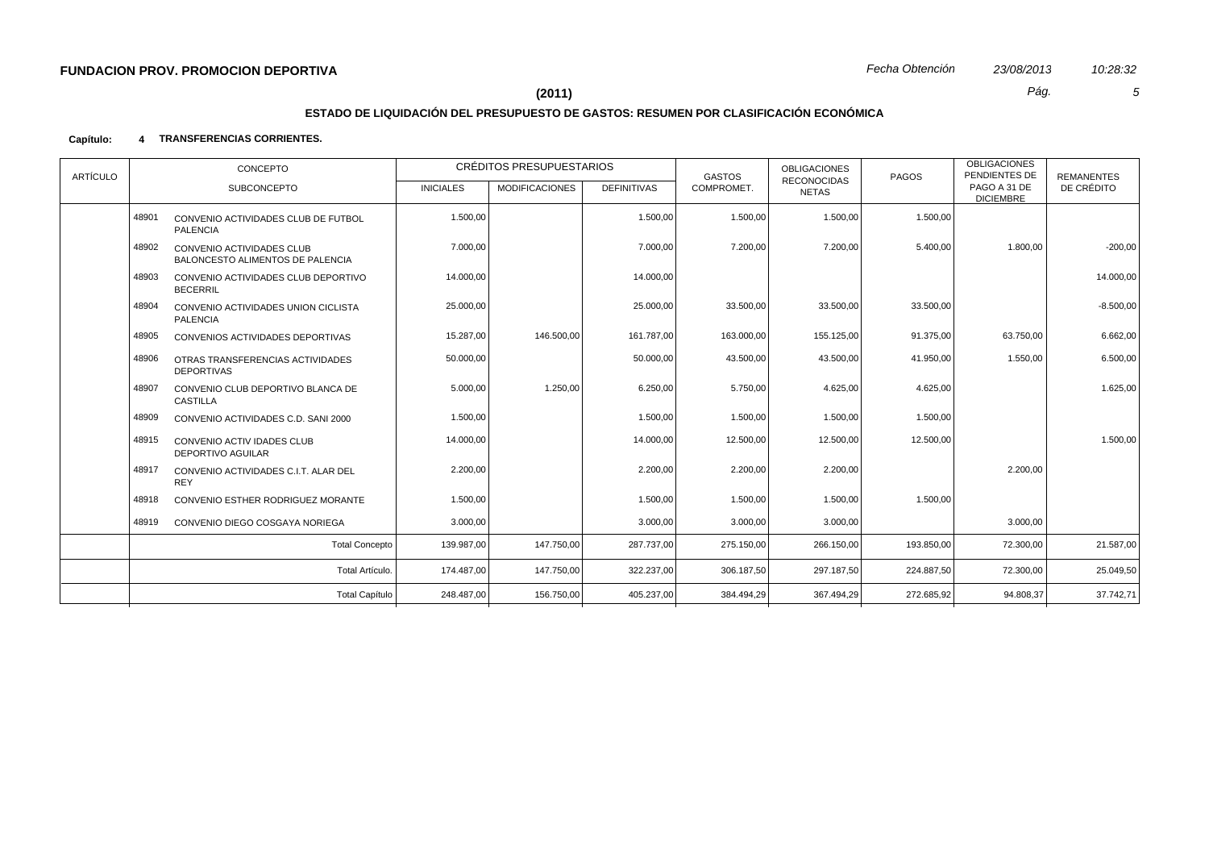**FUNDACION PROV. PROMOCION DEPORTIVA**

*Fecha Obtención* *23/08/2013* *10:28:32*

**(2011)**

## ESTADO DE LIQUIDACIÓN DEL PRESUPUESTO DE GASTOS: RESUMEN POR CLASIFICACIÓN ECONÓMICA

**Capítulo: 4 TRANSFERENCIAS CORRIENTES.**

| ARTÍCULO | CONCEPTO / SUBCONCEPTO | | CRÉDITOS PRESUPUESTARIOS INICIALES | MODIFICACIONES | DEFINITIVAS | GASTOS COMPROMET. | OBLIGACIONES RECONOCIDAS NETAS | PAGOS | OBLIGACIONES PENDIENTES DE PAGO A 31 DE DICIEMBRE | REMANENTES DE CRÉDITO |
|---|---|---|---|---|---|---|---|---|---|---|
| | 48901 | CONVENIO ACTIVIDADES CLUB DE FUTBOL PALENCIA | 1.500,00 | | 1.500,00 | 1.500,00 | 1.500,00 | 1.500,00 | | |
| | 48902 | CONVENIO ACTIVIDADES CLUB BALONCESTO ALIMENTOS DE PALENCIA | 7.000,00 | | 7.000,00 | 7.200,00 | 7.200,00 | 5.400,00 | 1.800,00 | -200,00 |
| | 48903 | CONVENIO ACTIVIDADES CLUB DEPORTIVO BECERRIL | 14.000,00 | | 14.000,00 | | | | | 14.000,00 |
| | 48904 | CONVENIO ACTIVIDADES UNION CICLISTA PALENCIA | 25.000,00 | | 25.000,00 | 33.500,00 | 33.500,00 | 33.500,00 | | -8.500,00 |
| | 48905 | CONVENIOS ACTIVIDADES DEPORTIVAS | 15.287,00 | 146.500,00 | 161.787,00 | 163.000,00 | 155.125,00 | 91.375,00 | 63.750,00 | 6.662,00 |
| | 48906 | OTRAS TRANSFERENCIAS ACTIVIDADES DEPORTIVAS | 50.000,00 | | 50.000,00 | 43.500,00 | 43.500,00 | 41.950,00 | 1.550,00 | 6.500,00 |
| | 48907 | CONVENIO CLUB DEPORTIVO BLANCA DE CASTILLA | 5.000,00 | 1.250,00 | 6.250,00 | 5.750,00 | 4.625,00 | 4.625,00 | | 1.625,00 |
| | 48909 | CONVENIO ACTIVIDADES C.D. SANI 2000 | 1.500,00 | | 1.500,00 | 1.500,00 | 1.500,00 | 1.500,00 | | |
| | 48915 | CONVENIO ACTIV IDADES CLUB DEPORTIVO AGUILAR | 14.000,00 | | 14.000,00 | 12.500,00 | 12.500,00 | 12.500,00 | | 1.500,00 |
| | 48917 | CONVENIO ACTIVIDADES C.I.T. ALAR DEL REY | 2.200,00 | | 2.200,00 | 2.200,00 | 2.200,00 | | 2.200,00 | |
| | 48918 | CONVENIO ESTHER RODRIGUEZ MORANTE | 1.500,00 | | 1.500,00 | 1.500,00 | 1.500,00 | 1.500,00 | | |
| | 48919 | CONVENIO DIEGO COSGAYA NORIEGA | 3.000,00 | | 3.000,00 | 3.000,00 | 3.000,00 | | 3.000,00 | |
| | | Total Concepto | 139.987,00 | 147.750,00 | 287.737,00 | 275.150,00 | 266.150,00 | 193.850,00 | 72.300,00 | 21.587,00 |
| | | Total Artículo. | 174.487,00 | 147.750,00 | 322.237,00 | 306.187,50 | 297.187,50 | 224.887,50 | 72.300,00 | 25.049,50 |
| | | Total Capítulo | 248.487,00 | 156.750,00 | 405.237,00 | 384.494,29 | 367.494,29 | 272.685,92 | 94.808,37 | 37.742,71 |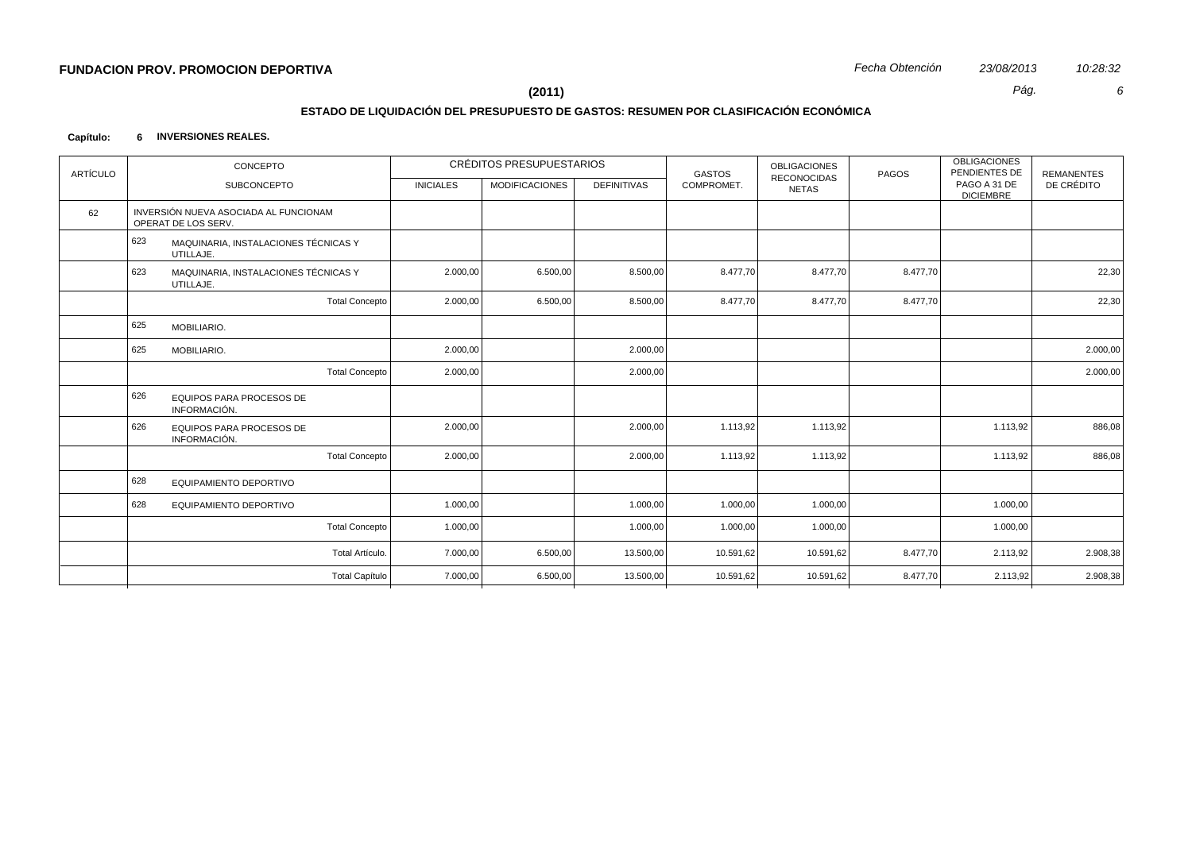**FUNDACION PROV. PROMOCION DEPORTIVA**

*Fecha Obtención* *23/08/2013* *10:28:32*

**(2011)**

## ESTADO DE LIQUIDACIÓN DEL PRESUPUESTO DE GASTOS: RESUMEN POR CLASIFICACIÓN ECONÓMICA

**Capítulo: 6 INVERSIONES REALES.**

| ARTÍCULO | CONCEPTO / SUBCONCEPTO | CRÉDITOS PRESUPUESTARIOS INICIALES | MODIFICACIONES | DEFINITIVAS | GASTOS COMPROMET. | OBLIGACIONES RECONOCIDAS NETAS | PAGOS | OBLIGACIONES PENDIENTES DE PAGO A 31 DE DICIEMBRE | REMANENTES DE CRÉDITO |
|---|---|---|---|---|---|---|---|---|---|
| 62 | INVERSIÓN NUEVA ASOCIADA AL FUNCIONAM OPERAT DE LOS SERV. | | | | | | | | |
| | 623 MAQUINARIA, INSTALACIONES TÉCNICAS Y UTILLAJE. | | | | | | | | |
| | 623 MAQUINARIA, INSTALACIONES TÉCNICAS Y UTILLAJE. | 2.000,00 | 6.500,00 | 8.500,00 | 8.477,70 | 8.477,70 | 8.477,70 | | 22,30 |
| | Total Concepto | 2.000,00 | 6.500,00 | 8.500,00 | 8.477,70 | 8.477,70 | 8.477,70 | | 22,30 |
| | 625 MOBILIARIO. | | | | | | | | |
| | 625 MOBILIARIO. | 2.000,00 | | 2.000,00 | | | | | 2.000,00 |
| | Total Concepto | 2.000,00 | | 2.000,00 | | | | | 2.000,00 |
| | 626 EQUIPOS PARA PROCESOS DE INFORMACIÓN. | | | | | | | | |
| | 626 EQUIPOS PARA PROCESOS DE INFORMACIÓN. | 2.000,00 | | 2.000,00 | 1.113,92 | 1.113,92 | | 1.113,92 | 886,08 |
| | Total Concepto | 2.000,00 | | 2.000,00 | 1.113,92 | 1.113,92 | | 1.113,92 | 886,08 |
| | 628 EQUIPAMIENTO DEPORTIVO | | | | | | | | |
| | 628 EQUIPAMIENTO DEPORTIVO | 1.000,00 | | 1.000,00 | 1.000,00 | 1.000,00 | | 1.000,00 | |
| | Total Concepto | 1.000,00 | | 1.000,00 | 1.000,00 | 1.000,00 | | 1.000,00 | |
| | Total Artículo. | 7.000,00 | 6.500,00 | 13.500,00 | 10.591,62 | 10.591,62 | 8.477,70 | 2.113,92 | 2.908,38 |
| | Total Capítulo | 7.000,00 | 6.500,00 | 13.500,00 | 10.591,62 | 10.591,62 | 8.477,70 | 2.113,92 | 2.908,38 |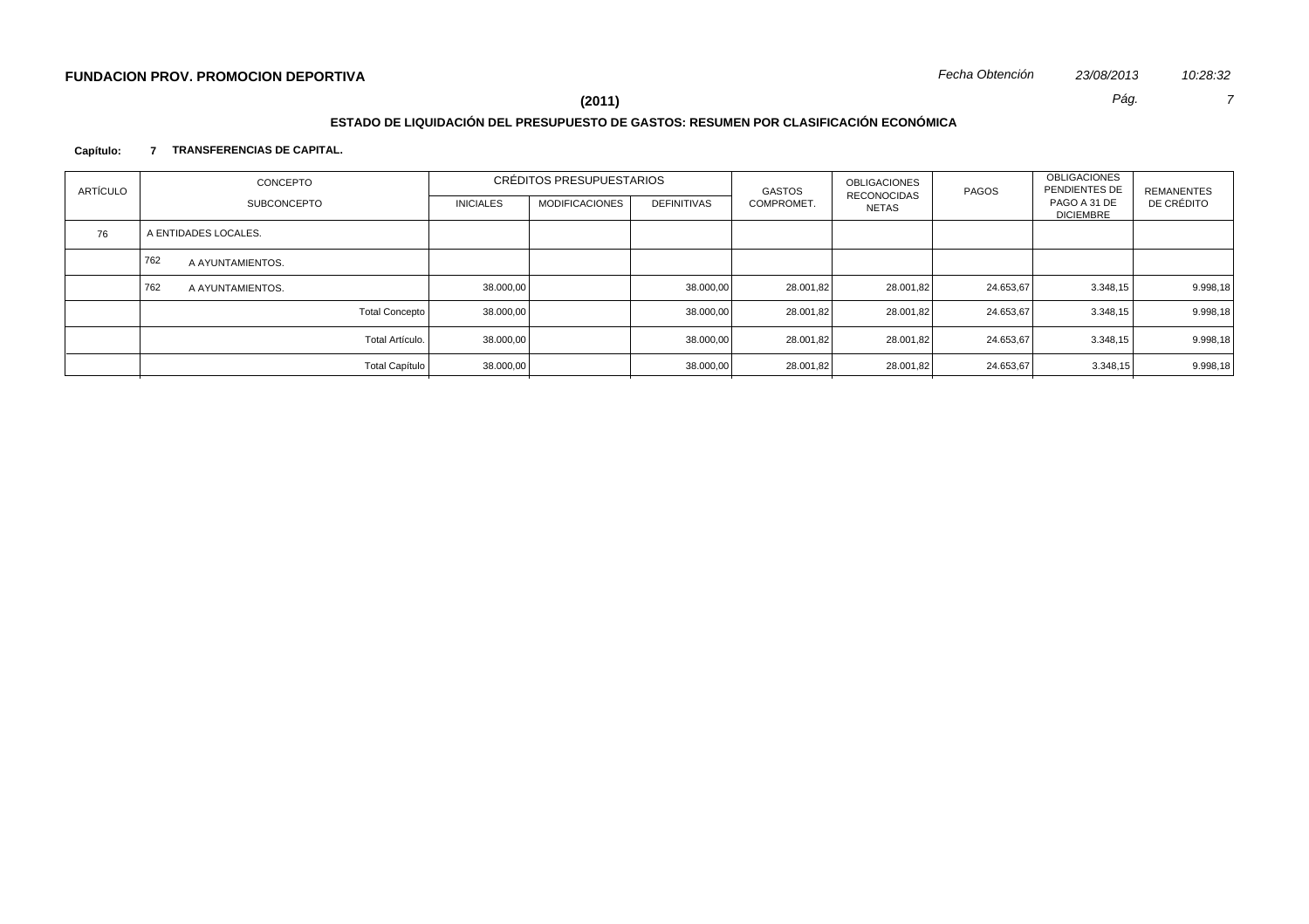**FUNDACION PROV. PROMOCION DEPORTIVA**

**(2011)**

## ESTADO DE LIQUIDACIÓN DEL PRESUPUESTO DE GASTOS: RESUMEN POR CLASIFICACIÓN ECONÓMICA

**Capítulo: 7 TRANSFERENCIAS DE CAPITAL.**

| ARTÍCULO | CONCEPTO / SUBCONCEPTO | CRÉDITOS PRESUPUESTARIOS | | | GASTOS COMPROMET. | OBLIGACIONES RECONOCIDAS NETAS | PAGOS | OBLIGACIONES PENDIENTES DE PAGO A 31 DE DICIEMBRE | REMANENTES DE CRÉDITO |
|---|---|---|---|---|---|---|---|---|---|
| | | INICIALES | MODIFICACIONES | DEFINITIVAS | | | | | |
| 76 | A ENTIDADES LOCALES. | | | | | | | | |
| | 762 A AYUNTAMIENTOS. | | | | | | | | |
| | 762 A AYUNTAMIENTOS. | 38.000,00 | | 38.000,00 | 28.001,82 | 28.001,82 | 24.653,67 | 3.348,15 | 9.998,18 |
| | Total Concepto | 38.000,00 | | 38.000,00 | 28.001,82 | 28.001,82 | 24.653,67 | 3.348,15 | 9.998,18 |
| | Total Artículo. | 38.000,00 | | 38.000,00 | 28.001,82 | 28.001,82 | 24.653,67 | 3.348,15 | 9.998,18 |
| | Total Capítulo | 38.000,00 | | 38.000,00 | 28.001,82 | 28.001,82 | 24.653,67 | 3.348,15 | 9.998,18 |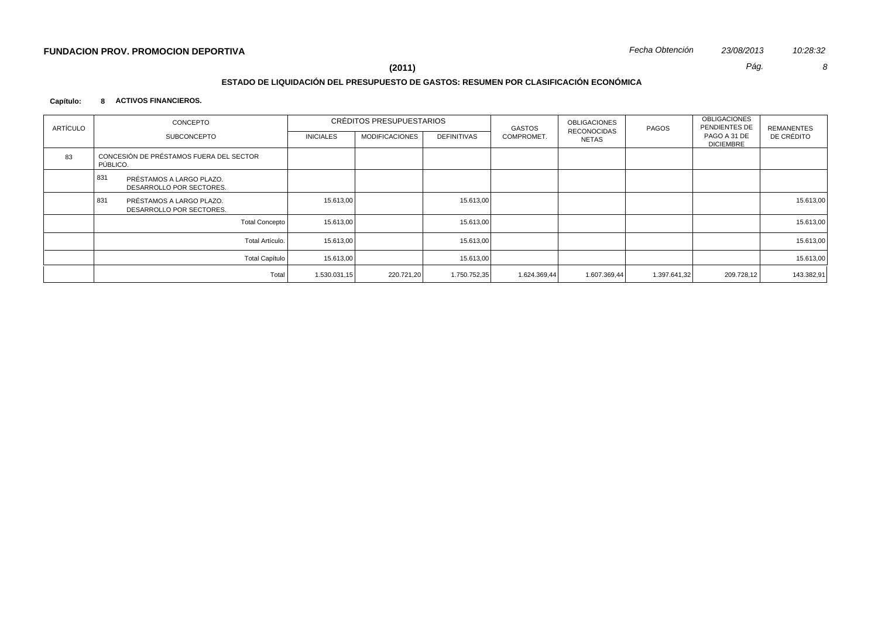**FUNDACION PROV. PROMOCION DEPORTIVA**

*Fecha Obtención* *23/08/2013* *10:28:32*

**(2011)**

## ESTADO DE LIQUIDACIÓN DEL PRESUPUESTO DE GASTOS: RESUMEN POR CLASIFICACIÓN ECONÓMICA

**Capítulo: 8 ACTIVOS FINANCIEROS.**

| ARTÍCULO | CONCEPTO / SUBCONCEPTO | CRÉDITOS PRESUPUESTARIOS | | | GASTOS COMPROMET. | OBLIGACIONES RECONOCIDAS NETAS | PAGOS | OBLIGACIONES PENDIENTES DE PAGO A 31 DE DICIEMBRE | REMANENTES DE CRÉDITO |
|---|---|---|---|---|---|---|---|---|---|
| | | INICIALES | MODIFICACIONES | DEFINITIVAS | | | | | |
| 83 | CONCESIÓN DE PRÉSTAMOS FUERA DEL SECTOR PÚBLICO. | | | | | | | | |
| | 831 PRÉSTAMOS A LARGO PLAZO. DESARROLLO POR SECTORES. | | | | | | | | |
| | 831 PRÉSTAMOS A LARGO PLAZO. DESARROLLO POR SECTORES. | 15.613,00 | | 15.613,00 | | | | | 15.613,00 |
| | Total Concepto | 15.613,00 | | 15.613,00 | | | | | 15.613,00 |
| | Total Artículo. | 15.613,00 | | 15.613,00 | | | | | 15.613,00 |
| | Total Capítulo | 15.613,00 | | 15.613,00 | | | | | 15.613,00 |
| | Total | 1.530.031,15 | 220.721,20 | 1.750.752,35 | 1.624.369,44 | 1.607.369,44 | 1.397.641,32 | 209.728,12 | 143.382,91 |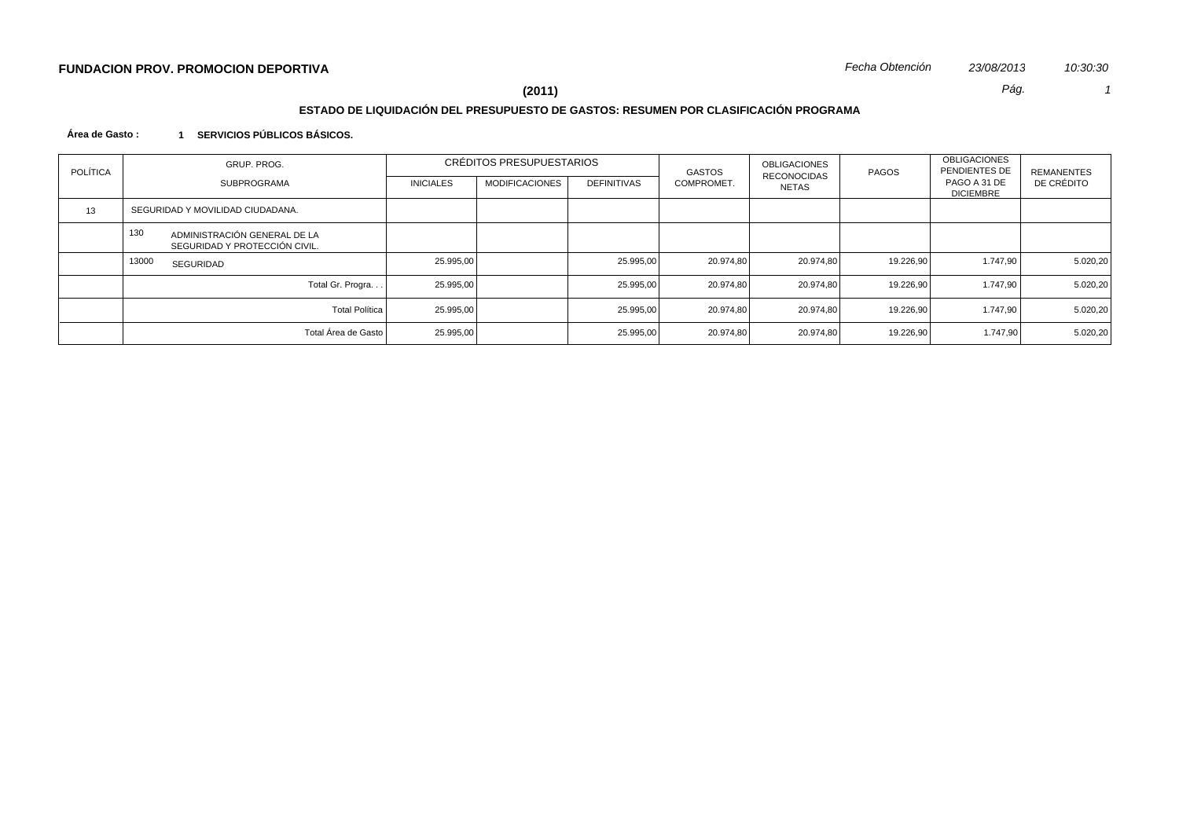**FUNDACION PROV. PROMOCION DEPORTIVA**

*Fecha Obtención* *23/08/2013* *10:30:30*

**(2011)**

## ESTADO DE LIQUIDACIÓN DEL PRESUPUESTO DE GASTOS: RESUMEN POR CLASIFICACIÓN PROGRAMA

**Área de Gasto : 1 SERVICIOS PÚBLICOS BÁSICOS.**

| POLÍTICA | GRUP. PROG. SUBPROGRAMA | CRÉDITOS PRESUPUESTARIOS INICIALES | MODIFICACIONES | DEFINITIVAS | GASTOS COMPROMET. | OBLIGACIONES RECONOCIDAS NETAS | PAGOS | OBLIGACIONES PENDIENTES DE PAGO A 31 DE DICIEMBRE | REMANENTES DE CRÉDITO |
|---|---|---|---|---|---|---|---|---|---|
| 13 | SEGURIDAD Y MOVILIDAD CIUDADANA. | | | | | | | | |
| | 130 ADMINISTRACIÓN GENERAL DE LA SEGURIDAD Y PROTECCIÓN CIVIL. | | | | | | | | |
| | 13000 SEGURIDAD | 25.995,00 | | 25.995,00 | 20.974,80 | 20.974,80 | 19.226,90 | 1.747,90 | 5.020,20 |
| | Total Gr. Progra. . . | 25.995,00 | | 25.995,00 | 20.974,80 | 20.974,80 | 19.226,90 | 1.747,90 | 5.020,20 |
| | Total Política | 25.995,00 | | 25.995,00 | 20.974,80 | 20.974,80 | 19.226,90 | 1.747,90 | 5.020,20 |
| | Total Área de Gasto | 25.995,00 | | 25.995,00 | 20.974,80 | 20.974,80 | 19.226,90 | 1.747,90 | 5.020,20 |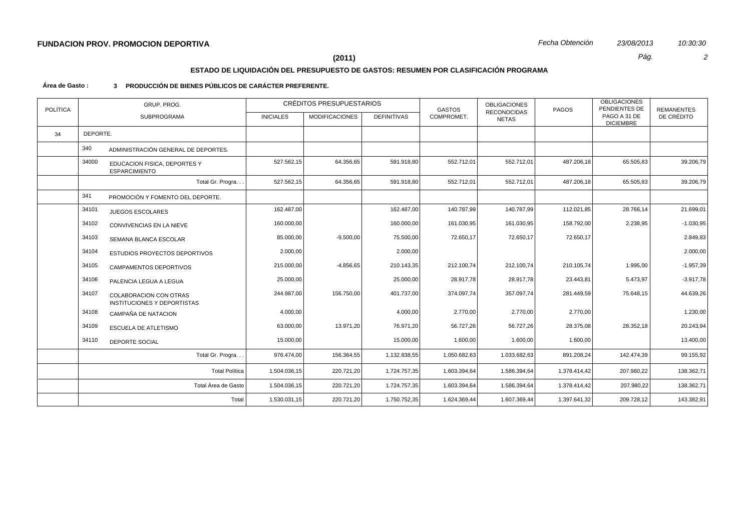**FUNDACION PROV. PROMOCION DEPORTIVA**

*Fecha Obtención* *23/08/2013* *10:30:30*

**(2011)**

## ESTADO DE LIQUIDACIÓN DEL PRESUPUESTO DE GASTOS: RESUMEN POR CLASIFICACIÓN PROGRAMA

**Área de Gasto : 3 PRODUCCIÓN DE BIENES PÚBLICOS DE CARÁCTER PREFERENTE.**

| POLÍTICA | GRUP. PROG. | SUBPROGRAMA | CRÉDITOS PRESUPUESTARIOS | | | GASTOS COMPROMET. | OBLIGACIONES RECONOCIDAS NETAS | PAGOS | OBLIGACIONES PENDIENTES DE PAGO A 31 DE DICIEMBRE | REMANENTES DE CRÉDITO |
|---|---|---|---|---|---|---|---|---|---|---|
| | | | INICIALES | MODIFICACIONES | DEFINITIVAS | | | | | |
| 34 | DEPORTE. | | | | | | | | | |
| | 340 | ADMINISTRACIÓN GENERAL DE DEPORTES. | | | | | | | | |
| | 34000 | EDUCACION FISICA, DEPORTES Y ESPARCIMIENTO | 527.562,15 | 64.356,65 | 591.918,80 | 552.712,01 | 552.712,01 | 487.206,18 | 65.505,83 | 39.206,79 |
| | | Total Gr. Progra. . . | 527.562,15 | 64.356,65 | 591.918,80 | 552.712,01 | 552.712,01 | 487.206,18 | 65.505,83 | 39.206,79 |
| | 341 | PROMOCIÓN Y FOMENTO DEL DEPORTE. | | | | | | | | |
| | 34101 | JUEGOS ESCOLARES | 162.487,00 | | 162.487,00 | 140.787,99 | 140.787,99 | 112.021,85 | 28.766,14 | 21.699,01 |
| | 34102 | CONVIVENCIAS EN LA NIEVE | 160.000,00 | | 160.000,00 | 161.030,95 | 161.030,95 | 158.792,00 | 2.238,95 | -1.030,95 |
| | 34103 | SEMANA BLANCA ESCOLAR | 85.000,00 | -9.500,00 | 75.500,00 | 72.650,17 | 72.650,17 | 72.650,17 | | 2.849,83 |
| | 34104 | ESTUDIOS PROYECTOS DEPORTIVOS | 2.000,00 | | 2.000,00 | | | | | 2.000,00 |
| | 34105 | CAMPAMENTOS DEPORTIVOS | 215.000,00 | -4.856,65 | 210.143,35 | 212.100,74 | 212.100,74 | 210.105,74 | 1.995,00 | -1.957,39 |
| | 34106 | PALENCIA LEGUA A LEGUA | 25.000,00 | | 25.000,00 | 28.917,78 | 28.917,78 | 23.443,81 | 5.473,97 | -3.917,78 |
| | 34107 | COLABORACION CON OTRAS INSTITUCIONES Y DEPORTISTAS | 244.987,00 | 156.750,00 | 401.737,00 | 374.097,74 | 357.097,74 | 281.449,59 | 75.648,15 | 44.639,26 |
| | 34108 | CAMPAÑA DE NATACION | 4.000,00 | | 4.000,00 | 2.770,00 | 2.770,00 | 2.770,00 | | 1.230,00 |
| | 34109 | ESCUELA DE ATLETISMO | 63.000,00 | 13.971,20 | 76.971,20 | 56.727,26 | 56.727,26 | 28.375,08 | 28.352,18 | 20.243,94 |
| | 34110 | DEPORTE SOCIAL | 15.000,00 | | 15.000,00 | 1.600,00 | 1.600,00 | 1.600,00 | | 13.400,00 |
| | | Total Gr. Progra. . . | 976.474,00 | 156.364,55 | 1.132.838,55 | 1.050.682,63 | 1.033.682,63 | 891.208,24 | 142.474,39 | 99.155,92 |
| | | Total Política | 1.504.036,15 | 220.721,20 | 1.724.757,35 | 1.603.394,64 | 1.586.394,64 | 1.378.414,42 | 207.980,22 | 138.362,71 |
| | | Total Área de Gasto | 1.504.036,15 | 220.721,20 | 1.724.757,35 | 1.603.394,64 | 1.586.394,64 | 1.378.414,42 | 207.980,22 | 138.362,71 |
| | | Total | 1.530.031,15 | 220.721,20 | 1.750.752,35 | 1.624.369,44 | 1.607.369,44 | 1.397.641,32 | 209.728,12 | 143.382,91 |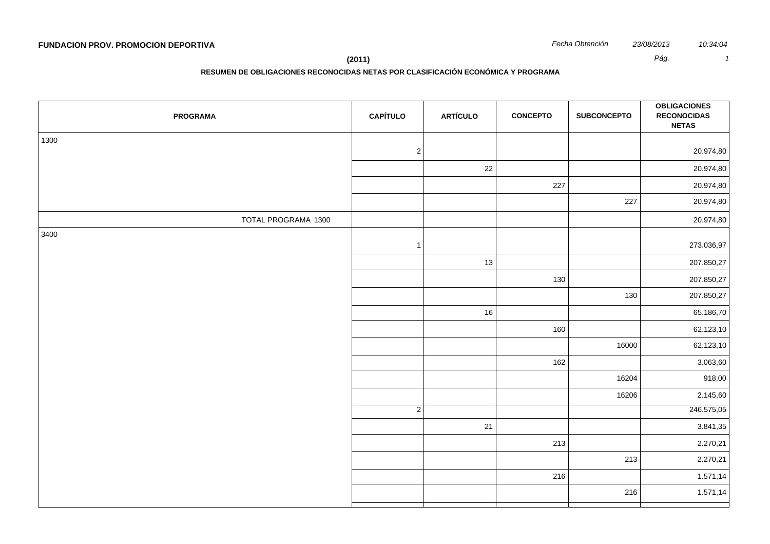**FUNDACION PROV. PROMOCION DEPORTIVA**

*Fecha Obtención* *23/08/2013* *10:34:04*

**(2011)**

**RESUMEN DE OBLIGACIONES RECONOCIDAS NETAS POR CLASIFICACIÓN ECONÓMICA Y PROGRAMA**

| PROGRAMA | CAPÍTULO | ARTÍCULO | CONCEPTO | SUBCONCEPTO | OBLIGACIONES RECONOCIDAS NETAS |
|---|---|---|---|---|---|
| 1300 | 2 | | | | 20.974,80 |
| | | 22 | | | 20.974,80 |
| | | | 227 | | 20.974,80 |
| | | | | 227 | 20.974,80 |
| TOTAL PROGRAMA 1300 | | | | | 20.974,80 |
| 3400 | 1 | | | | 273.036,97 |
| | | 13 | | | 207.850,27 |
| | | | 130 | | 207.850,27 |
| | | | | 130 | 207.850,27 |
| | | 16 | | | 65.186,70 |
| | | | 160 | | 62.123,10 |
| | | | | 16000 | 62.123,10 |
| | | | 162 | | 3.063,60 |
| | | | | 16204 | 918,00 |
| | | | | 16206 | 2.145,60 |
| | 2 | | | | 246.575,05 |
| | | 21 | | | 3.841,35 |
| | | | 213 | | 2.270,21 |
| | | | | 213 | 2.270,21 |
| | | | 216 | | 1.571,14 |
| | | | | 216 | 1.571,14 |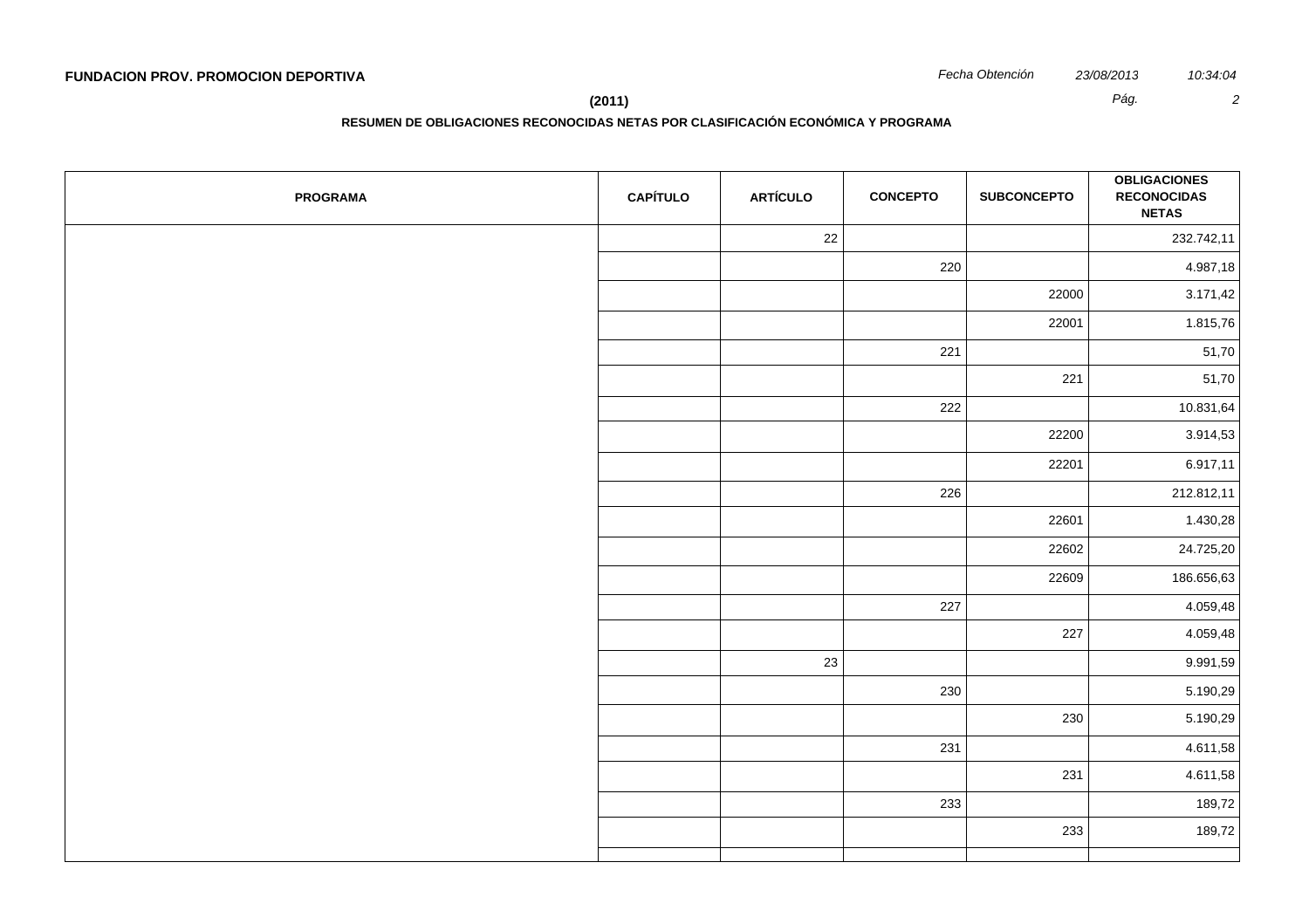**FUNDACION PROV. PROMOCION DEPORTIVA**

*Fecha Obtención* *23/08/2013* *10:34:04*

**(2011)**

**RESUMEN DE OBLIGACIONES RECONOCIDAS NETAS POR CLASIFICACIÓN ECONÓMICA Y PROGRAMA**

| PROGRAMA | CAPÍTULO | ARTÍCULO | CONCEPTO | SUBCONCEPTO | OBLIGACIONES RECONOCIDAS NETAS |
|---|---|---|---|---|---|
| | | 22 | | | 232.742,11 |
| | | | 220 | | 4.987,18 |
| | | | | 22000 | 3.171,42 |
| | | | | 22001 | 1.815,76 |
| | | | 221 | | 51,70 |
| | | | | 221 | 51,70 |
| | | | 222 | | 10.831,64 |
| | | | | 22200 | 3.914,53 |
| | | | | 22201 | 6.917,11 |
| | | | 226 | | 212.812,11 |
| | | | | 22601 | 1.430,28 |
| | | | | 22602 | 24.725,20 |
| | | | | 22609 | 186.656,63 |
| | | | 227 | | 4.059,48 |
| | | | | 227 | 4.059,48 |
| | | 23 | | | 9.991,59 |
| | | | 230 | | 5.190,29 |
| | | | | 230 | 5.190,29 |
| | | | 231 | | 4.611,58 |
| | | | | 231 | 4.611,58 |
| | | | 233 | | 189,72 |
| | | | | 233 | 189,72 |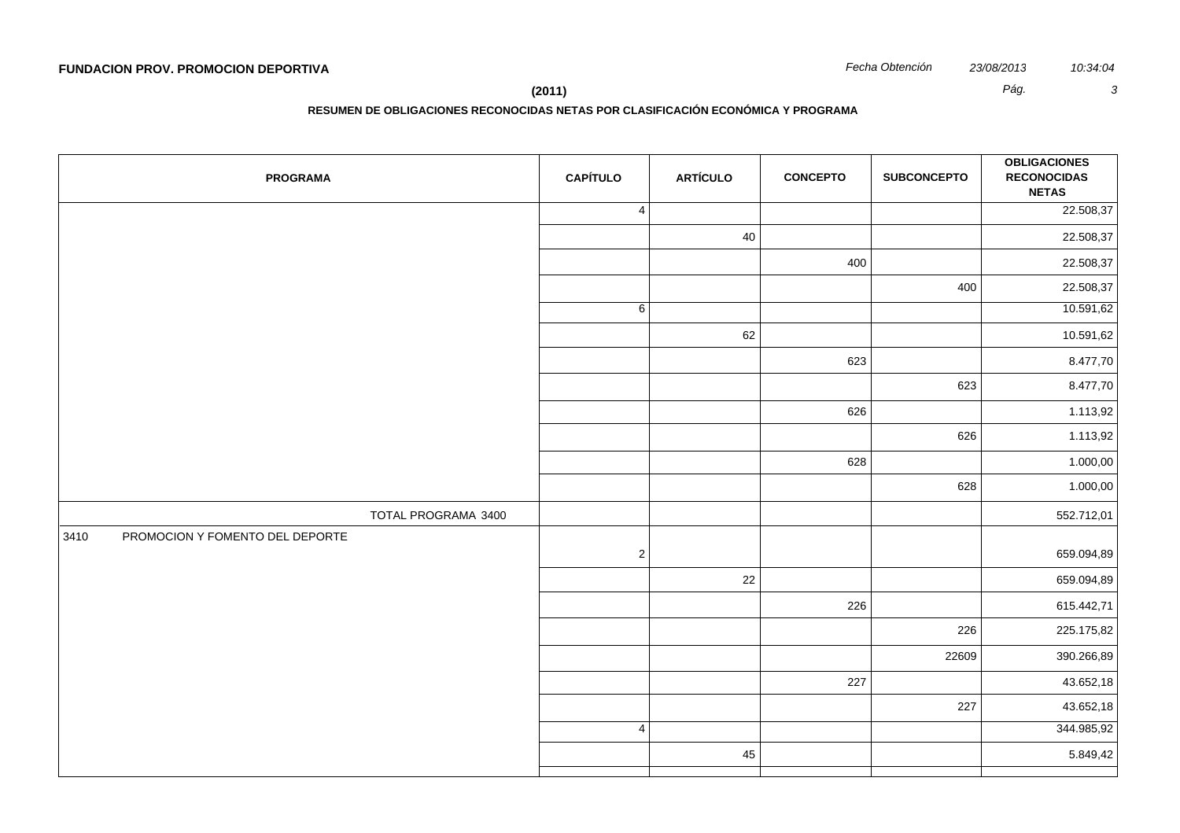**FUNDACION PROV. PROMOCION DEPORTIVA**

**(2011)**

**RESUMEN DE OBLIGACIONES RECONOCIDAS NETAS POR CLASIFICACIÓN ECONÓMICA Y PROGRAMA**

| PROGRAMA | CAPÍTULO | ARTÍCULO | CONCEPTO | SUBCONCEPTO | OBLIGACIONES RECONOCIDAS NETAS |
|---|---|---|---|---|---|
| | 4 | | | | 22.508,37 |
| | | 40 | | | 22.508,37 |
| | | | 400 | | 22.508,37 |
| | | | | 400 | 22.508,37 |
| | 6 | | | | 10.591,62 |
| | | 62 | | | 10.591,62 |
| | | | 623 | | 8.477,70 |
| | | | | 623 | 8.477,70 |
| | | | 626 | | 1.113,92 |
| | | | | 626 | 1.113,92 |
| | | | 628 | | 1.000,00 |
| | | | | 628 | 1.000,00 |
| TOTAL PROGRAMA 3400 | | | | | 552.712,01 |
| 3410 PROMOCION Y FOMENTO DEL DEPORTE | 2 | | | | 659.094,89 |
| | | 22 | | | 659.094,89 |
| | | | 226 | | 615.442,71 |
| | | | | 226 | 225.175,82 |
| | | | | 22609 | 390.266,89 |
| | | | 227 | | 43.652,18 |
| | | | | 227 | 43.652,18 |
| | 4 | | | | 344.985,92 |
| | | 45 | | | 5.849,42 |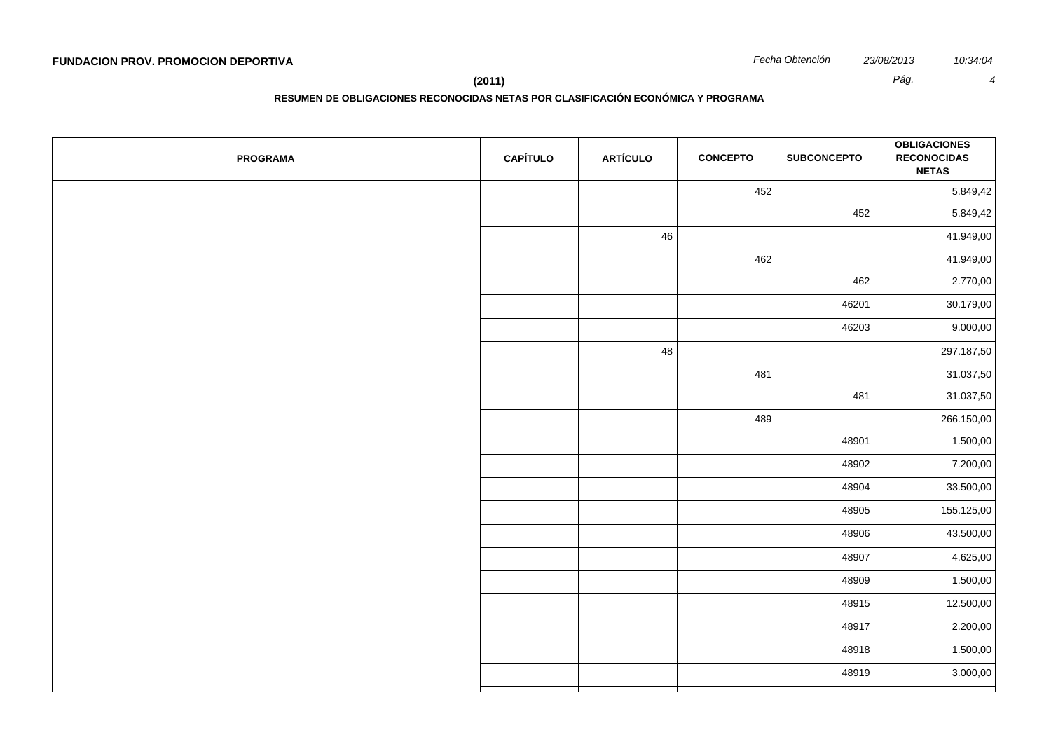**FUNDACION PROV. PROMOCION DEPORTIVA**

**(2011)**

**RESUMEN DE OBLIGACIONES RECONOCIDAS NETAS POR CLASIFICACIÓN ECONÓMICA Y PROGRAMA**

| PROGRAMA | CAPÍTULO | ARTÍCULO | CONCEPTO | SUBCONCEPTO | OBLIGACIONES RECONOCIDAS NETAS |
|---|---|---|---|---|---|
| | | | 452 | | 5.849,42 |
| | | | | 452 | 5.849,42 |
| | | 46 | | | 41.949,00 |
| | | | 462 | | 41.949,00 |
| | | | | 462 | 2.770,00 |
| | | | | 46201 | 30.179,00 |
| | | | | 46203 | 9.000,00 |
| | | 48 | | | 297.187,50 |
| | | | 481 | | 31.037,50 |
| | | | | 481 | 31.037,50 |
| | | | 489 | | 266.150,00 |
| | | | | 48901 | 1.500,00 |
| | | | | 48902 | 7.200,00 |
| | | | | 48904 | 33.500,00 |
| | | | | 48905 | 155.125,00 |
| | | | | 48906 | 43.500,00 |
| | | | | 48907 | 4.625,00 |
| | | | | 48909 | 1.500,00 |
| | | | | 48915 | 12.500,00 |
| | | | | 48917 | 2.200,00 |
| | | | | 48918 | 1.500,00 |
| | | | | 48919 | 3.000,00 |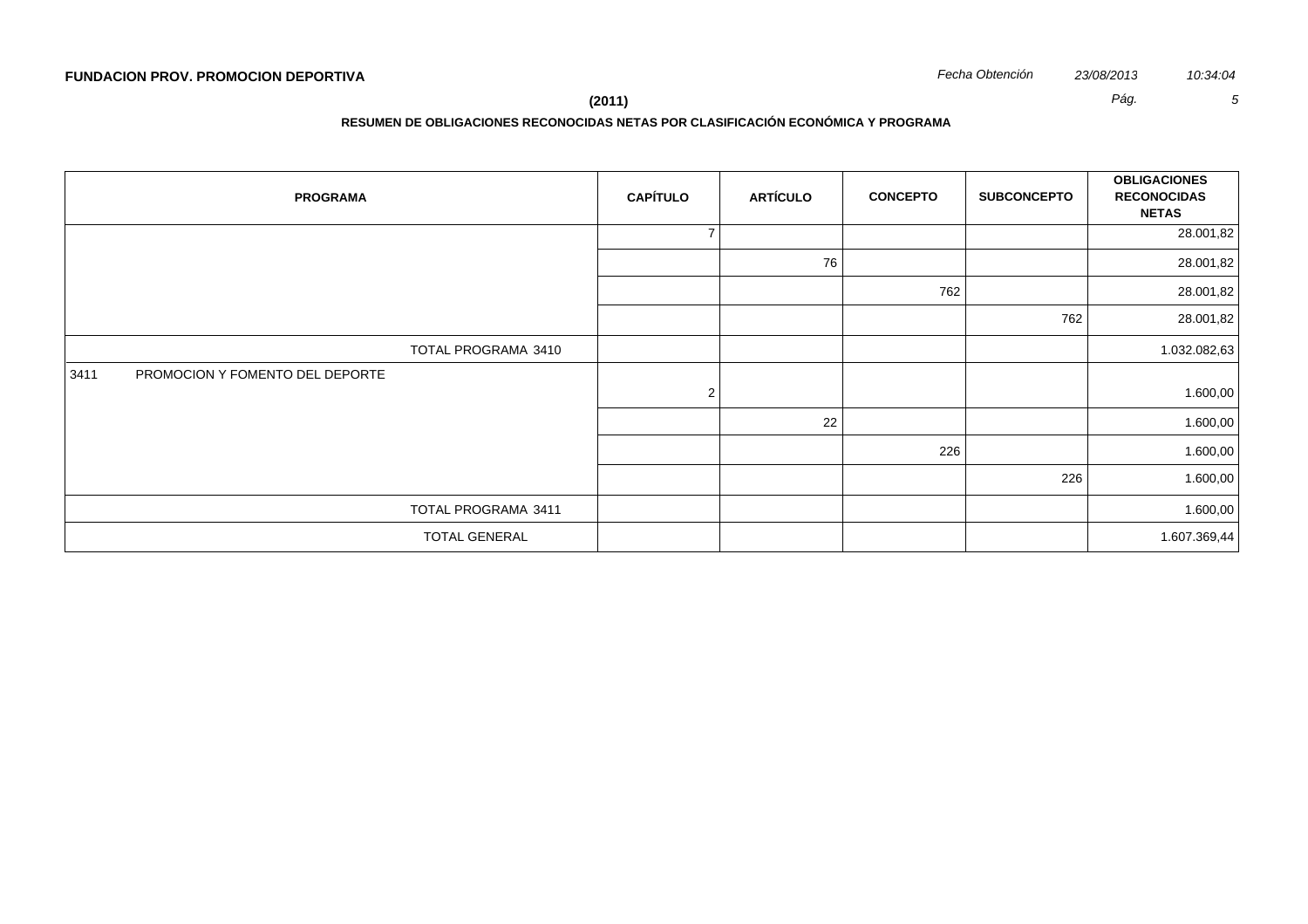**FUNDACION PROV. PROMOCION DEPORTIVA**

*Fecha Obtención* *23/08/2013* *10:34:04*

**(2011)**

**RESUMEN DE OBLIGACIONES RECONOCIDAS NETAS POR CLASIFICACIÓN ECONÓMICA Y PROGRAMA**

| PROGRAMA | CAPÍTULO | ARTÍCULO | CONCEPTO | SUBCONCEPTO | OBLIGACIONES RECONOCIDAS NETAS |
|---|---|---|---|---|---|
| | 7 | | | | 28.001,82 |
| | | 76 | | | 28.001,82 |
| | | | 762 | | 28.001,82 |
| | | | | 762 | 28.001,82 |
| TOTAL PROGRAMA 3410 | | | | | 1.032.082,63 |
| 3411 PROMOCION Y FOMENTO DEL DEPORTE | 2 | | | | 1.600,00 |
| | | 22 | | | 1.600,00 |
| | | | 226 | | 1.600,00 |
| | | | | 226 | 1.600,00 |
| TOTAL PROGRAMA 3411 | | | | | 1.600,00 |
| TOTAL GENERAL | | | | | 1.607.369,44 |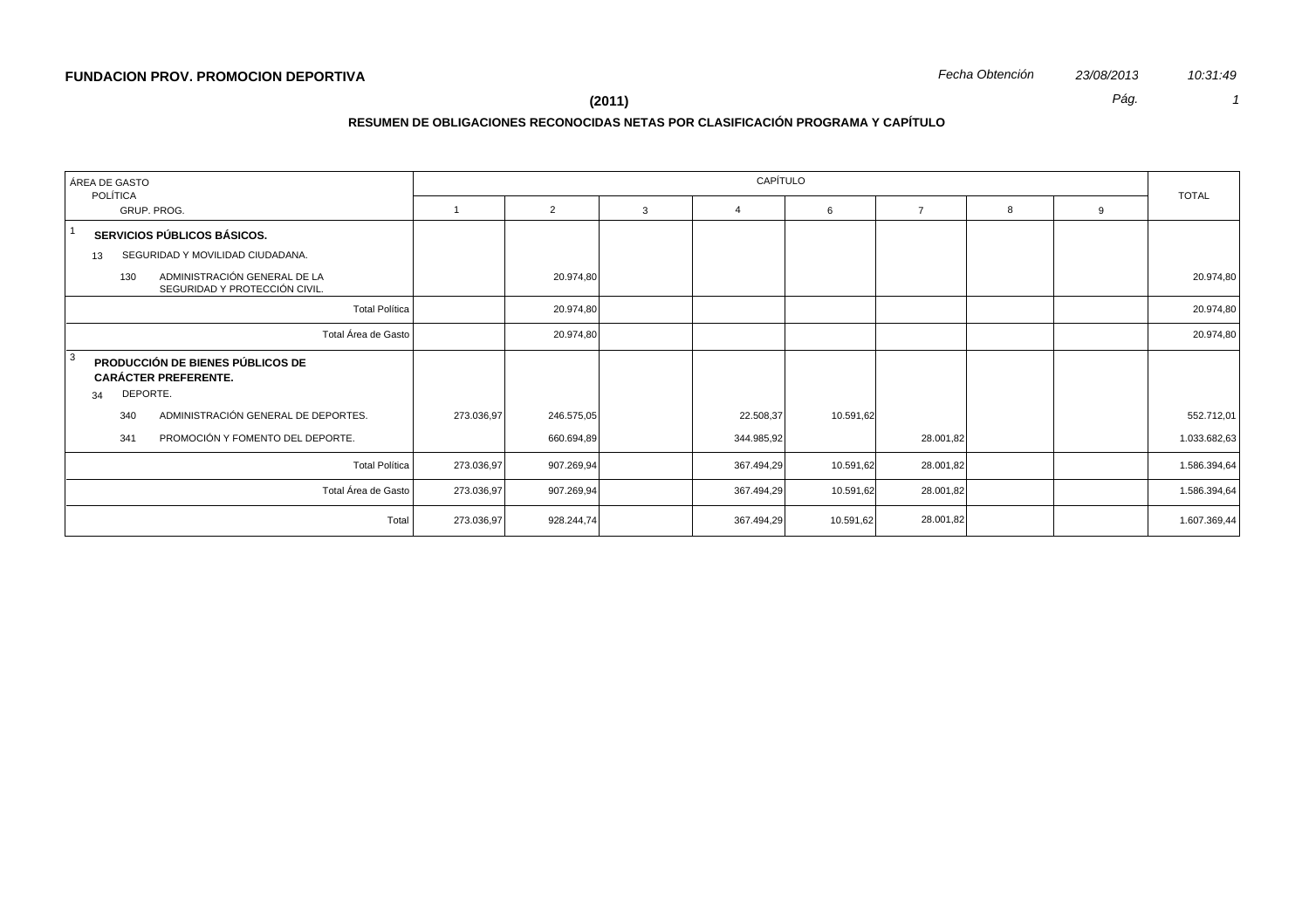**FUNDACION PROV. PROMOCION DEPORTIVA**

*Fecha Obtención* *23/08/2013* *10:31:49*

**(2011)**

**RESUMEN DE OBLIGACIONES RECONOCIDAS NETAS POR CLASIFICACIÓN PROGRAMA Y CAPÍTULO**

| ÁREA DE GASTO / POLÍTICA / GRUP. PROG. | CAPÍTULO 1 | 2 | 3 | 4 | 6 | 7 | 8 | 9 | TOTAL |
|---|---|---|---|---|---|---|---|---|---|
| 1 **SERVICIOS PÚBLICOS BÁSICOS.** | | | | | | | | | |
| 13 SEGURIDAD Y MOVILIDAD CIUDADANA. | | | | | | | | | |
| 130 ADMINISTRACIÓN GENERAL DE LA SEGURIDAD Y PROTECCIÓN CIVIL. | | 20.974,80 | | | | | | | 20.974,80 |
| Total Política | | 20.974,80 | | | | | | | 20.974,80 |
| Total Área de Gasto | | 20.974,80 | | | | | | | 20.974,80 |
| 3 **PRODUCCIÓN DE BIENES PÚBLICOS DE CARÁCTER PREFERENTE.** | | | | | | | | | |
| 34 DEPORTE. | | | | | | | | | |
| 340 ADMINISTRACIÓN GENERAL DE DEPORTES. | 273.036,97 | 246.575,05 | | 22.508,37 | 10.591,62 | | | | 552.712,01 |
| 341 PROMOCIÓN Y FOMENTO DEL DEPORTE. | | 660.694,89 | | 344.985,92 | | 28.001,82 | | | 1.033.682,63 |
| Total Política | 273.036,97 | 907.269,94 | | 367.494,29 | 10.591,62 | 28.001,82 | | | 1.586.394,64 |
| Total Área de Gasto | 273.036,97 | 907.269,94 | | 367.494,29 | 10.591,62 | 28.001,82 | | | 1.586.394,64 |
| Total | 273.036,97 | 928.244,74 | | 367.494,29 | 10.591,62 | 28.001,82 | | | 1.607.369,44 |